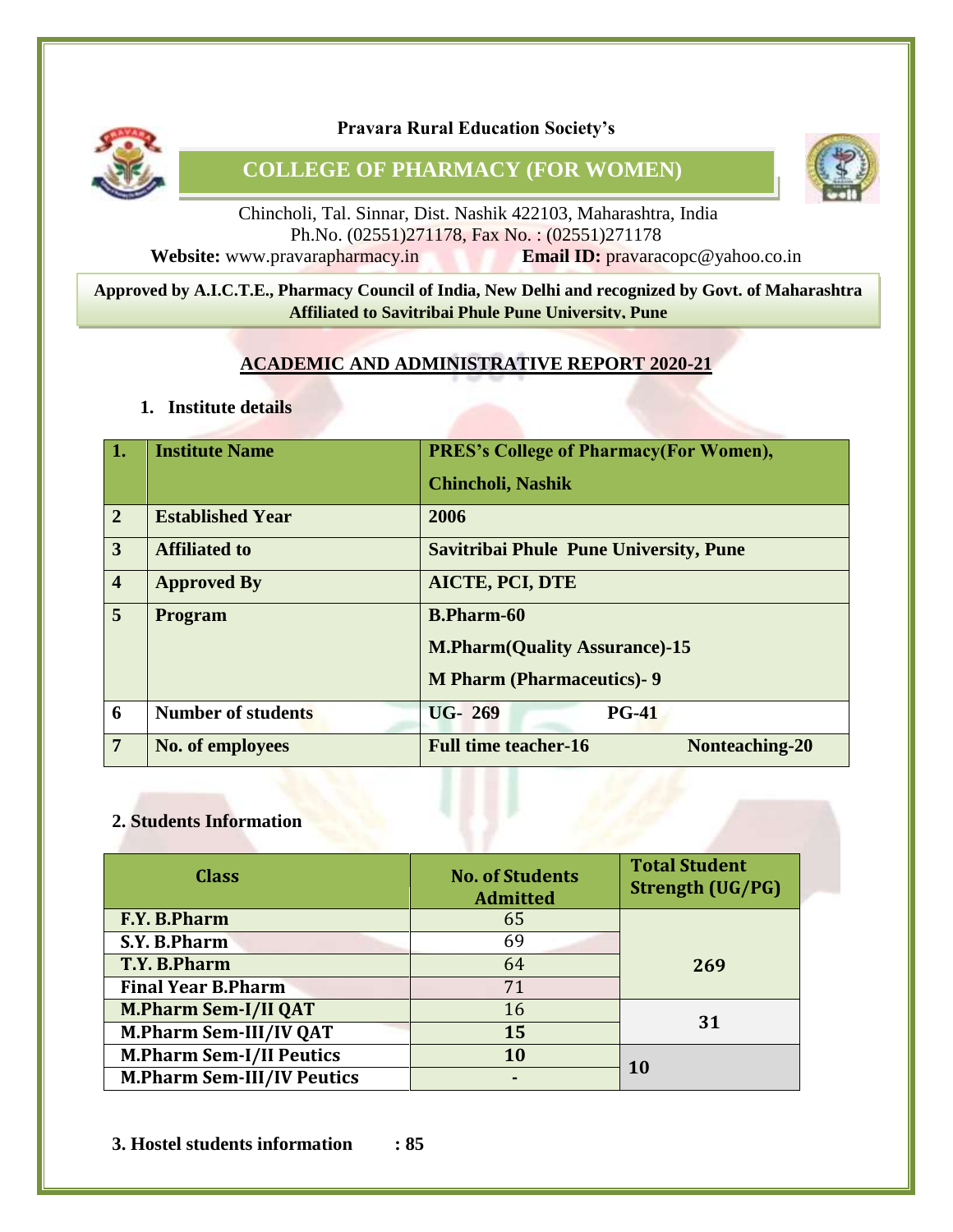**Pravara Rural Education Society's**

# COLLEGE OF PHARMACY (FOR WOMEN)

Chincholi, Tal. Sinnar, Dist. Nashik 422103, Maharashtra, India
Ph.No. (02551)271178, Fax No. : (02551)271178
**Website:** www.pravarapharmacy.in **Email ID:** pravaracopc@yahoo.co.in

**Approved by A.I.C.T.E., Pharmacy Council of India, New Delhi and recognized by Govt. of Maharashtra**
**Affiliated to Savitribai Phule Pune University, Pune**

## ACADEMIC AND ADMINISTRATIVE REPORT 2020-21

### 1. Institute details

| 1. | Institute Name | PRES's College of Pharmacy(For Women), Chincholi, Nashik |
|---|---|---|
| 2 | Established Year | 2006 |
| 3 | Affiliated to | Savitribai Phule Pune University, Pune |
| 4 | Approved By | AICTE, PCI, DTE |
| 5 | Program | B.Pharm-60<br>M.Pharm(Quality Assurance)-15<br>M Pharm (Pharmaceutics)- 9 |
| 6 | Number of students | UG- 269 PG-41 |
| 7 | No. of employees | Full time teacher-16 Nonteaching-20 |

### 2. Students Information

| Class | No. of Students Admitted | Total Student Strength (UG/PG) |
|---|---|---|
| F.Y. B.Pharm | 65 | 269 |
| S.Y. B.Pharm | 69 | |
| T.Y. B.Pharm | 64 | |
| Final Year B.Pharm | 71 | |
| M.Pharm Sem-I/II QAT | 16 | 31 |
| M.Pharm Sem-III/IV QAT | 15 | |
| M.Pharm Sem-I/II Peutics | 10 | 10 |
| M.Pharm Sem-III/IV Peutics | - | |

### 3. Hostel students information : 85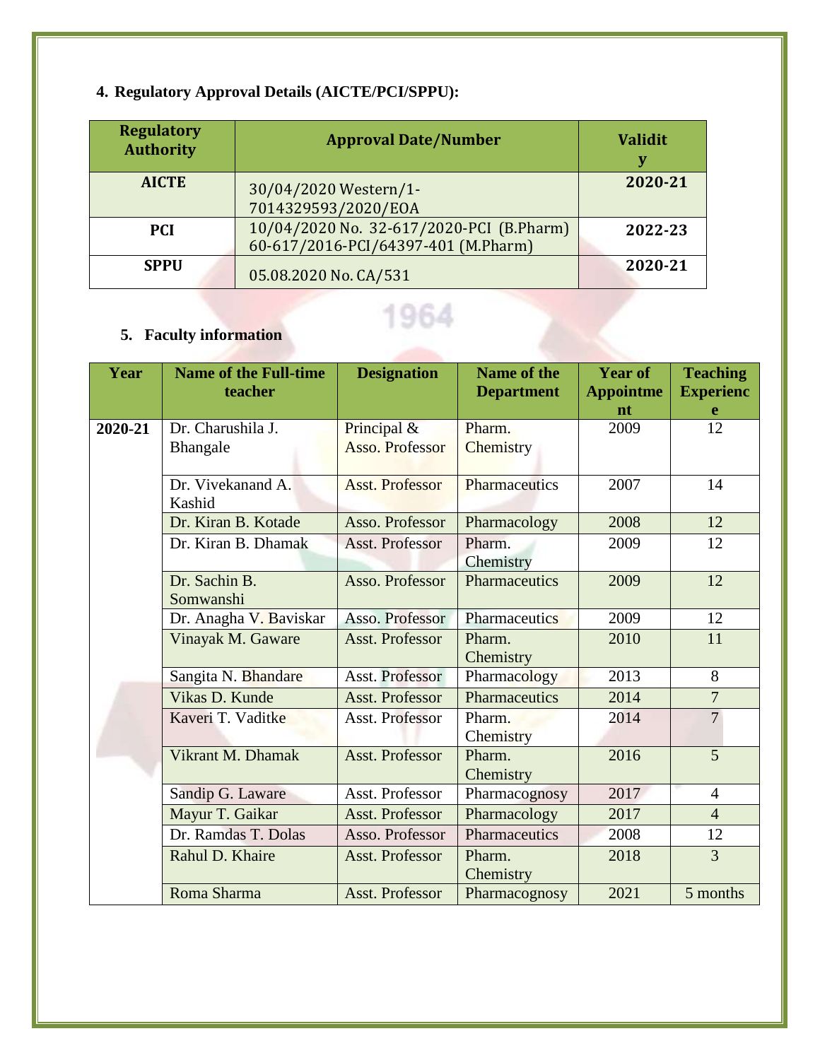## 4. Regulatory Approval Details (AICTE/PCI/SPPU):

| Regulatory Authority | Approval Date/Number | Validity |
|---|---|---|
| AICTE | 30/04/2020 Western/1-7014329593/2020/EOA | 2020-21 |
| PCI | 10/04/2020 No. 32-617/2020-PCI (B.Pharm) 60-617/2016-PCI/64397-401 (M.Pharm) | 2022-23 |
| SPPU | 05.08.2020 No. CA/531 | 2020-21 |

## 5. Faculty information

| Year | Name of the Full-time teacher | Designation | Name of the Department | Year of Appointment | Teaching Experience |
|---|---|---|---|---|---|
| 2020-21 | Dr. Charushila J. Bhangale | Principal & Asso. Professor | Pharm. Chemistry | 2009 | 12 |
| | Dr. Vivekanand A. Kashid | Asst. Professor | Pharmaceutics | 2007 | 14 |
| | Dr. Kiran B. Kotade | Asso. Professor | Pharmacology | 2008 | 12 |
| | Dr. Kiran B. Dhamak | Asst. Professor | Pharm. Chemistry | 2009 | 12 |
| | Dr. Sachin B. Somwanshi | Asso. Professor | Pharmaceutics | 2009 | 12 |
| | Dr. Anagha V. Baviskar | Asso. Professor | Pharmaceutics | 2009 | 12 |
| | Vinayak M. Gaware | Asst. Professor | Pharm. Chemistry | 2010 | 11 |
| | Sangita N. Bhandare | Asst. Professor | Pharmacology | 2013 | 8 |
| | Vikas D. Kunde | Asst. Professor | Pharmaceutics | 2014 | 7 |
| | Kaveri T. Vaditke | Asst. Professor | Pharm. Chemistry | 2014 | 7 |
| | Vikrant M. Dhamak | Asst. Professor | Pharm. Chemistry | 2016 | 5 |
| | Sandip G. Laware | Asst. Professor | Pharmacognosy | 2017 | 4 |
| | Mayur T. Gaikar | Asst. Professor | Pharmacology | 2017 | 4 |
| | Dr. Ramdas T. Dolas | Asso. Professor | Pharmaceutics | 2008 | 12 |
| | Rahul D. Khaire | Asst. Professor | Pharm. Chemistry | 2018 | 3 |
| | Roma Sharma | Asst. Professor | Pharmacognosy | 2021 | 5 months |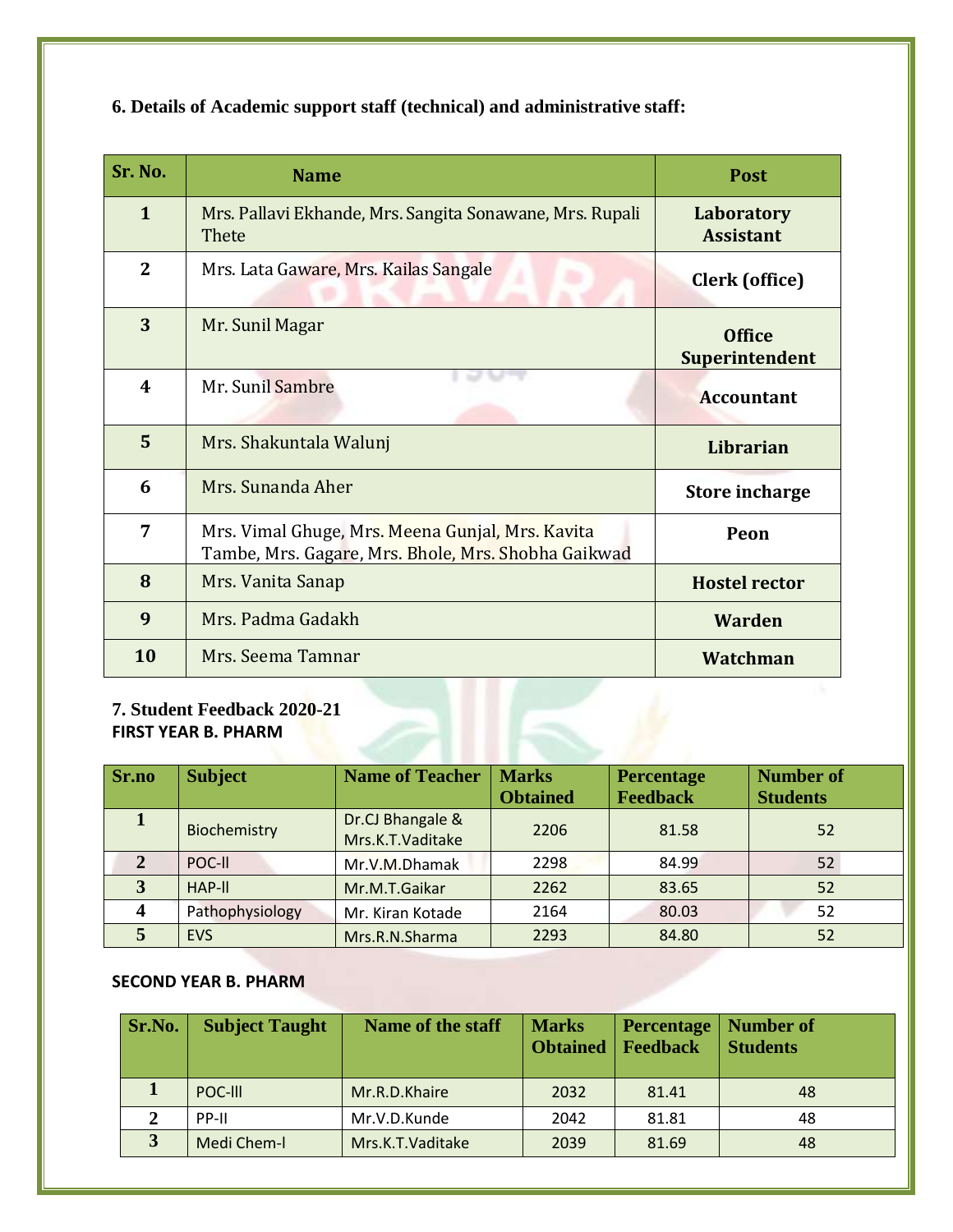### 6. Details of Academic support staff (technical) and administrative staff:

| Sr. No. | Name | Post |
|---|---|---|
| 1 | Mrs. Pallavi Ekhande, Mrs. Sangita Sonawane, Mrs. Rupali Thete | **Laboratory Assistant** |
| 2 | Mrs. Lata Gaware, Mrs. Kailas Sangale | **Clerk (office)** |
| 3 | Mr. Sunil Magar | **Office Superintendent** |
| 4 | Mr. Sunil Sambre | **Accountant** |
| 5 | Mrs. Shakuntala Walunj | **Librarian** |
| 6 | Mrs. Sunanda Aher | **Store incharge** |
| 7 | Mrs. Vimal Ghuge, Mrs. Meena Gunjal, Mrs. Kavita Tambe, Mrs. Gagare, Mrs. Bhole, Mrs. Shobha Gaikwad | **Peon** |
| 8 | Mrs. Vanita Sanap | **Hostel rector** |
| 9 | Mrs. Padma Gadakh | **Warden** |
| 10 | Mrs. Seema Tamnar | **Watchman** |

### 7. Student Feedback 2020-21

**FIRST YEAR B. PHARM**

| Sr.no | Subject | Name of Teacher | Marks Obtained | Percentage Feedback | Number of Students |
|---|---|---|---|---|---|
| 1 | Biochemistry | Dr.CJ Bhangale & Mrs.K.T.Vaditake | 2206 | 81.58 | 52 |
| 2 | POC-ll | Mr.V.M.Dhamak | 2298 | 84.99 | 52 |
| 3 | HAP-ll | Mr.M.T.Gaikar | 2262 | 83.65 | 52 |
| 4 | Pathophysiology | Mr. Kiran Kotade | 2164 | 80.03 | 52 |
| 5 | EVS | Mrs.R.N.Sharma | 2293 | 84.80 | 52 |

**SECOND YEAR B. PHARM**

| Sr.No. | Subject Taught | Name of the staff | Marks Obtained | Percentage Feedback | Number of Students |
|---|---|---|---|---|---|
| 1 | POC-lll | Mr.R.D.Khaire | 2032 | 81.41 | 48 |
| 2 | PP-II | Mr.V.D.Kunde | 2042 | 81.81 | 48 |
| 3 | Medi Chem-l | Mrs.K.T.Vaditake | 2039 | 81.69 | 48 |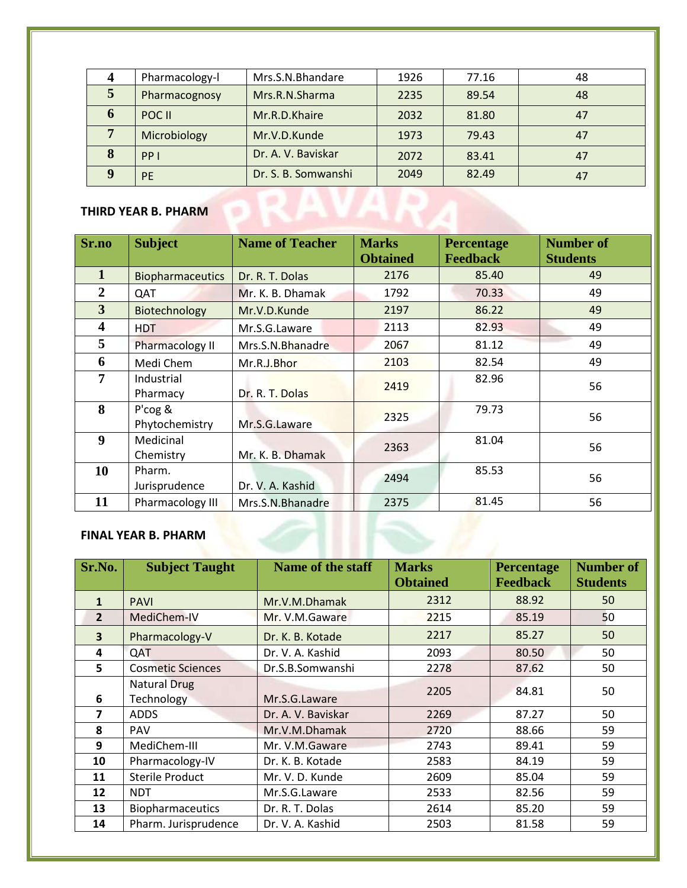| 4 | Pharmacology-I | Mrs.S.N.Bhandare | 1926 | 77.16 | 48 |
|---|---|---|---|---|---|
| 5 | Pharmacognosy | Mrs.R.N.Sharma | 2235 | 89.54 | 48 |
| 6 | POC II | Mr.R.D.Khaire | 2032 | 81.80 | 47 |
| 7 | Microbiology | Mr.V.D.Kunde | 1973 | 79.43 | 47 |
| 8 | PP I | Dr. A. V. Baviskar | 2072 | 83.41 | 47 |
| 9 | PE | Dr. S. B. Somwanshi | 2049 | 82.49 | 47 |

**THIRD YEAR B. PHARM**

| Sr.no | Subject | Name of Teacher | Marks Obtained | Percentage Feedback | Number of Students |
|---|---|---|---|---|---|
| 1 | Biopharmaceutics | Dr. R. T. Dolas | 2176 | 85.40 | 49 |
| 2 | QAT | Mr. K. B. Dhamak | 1792 | 70.33 | 49 |
| 3 | Biotechnology | Mr.V.D.Kunde | 2197 | 86.22 | 49 |
| 4 | HDT | Mr.S.G.Laware | 2113 | 82.93 | 49 |
| 5 | Pharmacology II | Mrs.S.N.Bhanadre | 2067 | 81.12 | 49 |
| 6 | Medi Chem | Mr.R.J.Bhor | 2103 | 82.54 | 49 |
| 7 | Industrial Pharmacy | Dr. R. T. Dolas | 2419 | 82.96 | 56 |
| 8 | P'cog & Phytochemistry | Mr.S.G.Laware | 2325 | 79.73 | 56 |
| 9 | Medicinal Chemistry | Mr. K. B. Dhamak | 2363 | 81.04 | 56 |
| 10 | Pharm. Jurisprudence | Dr. V. A. Kashid | 2494 | 85.53 | 56 |
| 11 | Pharmacology III | Mrs.S.N.Bhanadre | 2375 | 81.45 | 56 |

**FINAL YEAR B. PHARM**

| Sr.No. | Subject Taught | Name of the staff | Marks Obtained | Percentage Feedback | Number of Students |
|---|---|---|---|---|---|
| 1 | PAVI | Mr.V.M.Dhamak | 2312 | 88.92 | 50 |
| 2 | MediChem-IV | Mr. V.M.Gaware | 2215 | 85.19 | 50 |
| 3 | Pharmacology-V | Dr. K. B. Kotade | 2217 | 85.27 | 50 |
| 4 | QAT | Dr. V. A. Kashid | 2093 | 80.50 | 50 |
| 5 | Cosmetic Sciences | Dr.S.B.Somwanshi | 2278 | 87.62 | 50 |
| 6 | Natural Drug Technology | Mr.S.G.Laware | 2205 | 84.81 | 50 |
| 7 | ADDS | Dr. A. V. Baviskar | 2269 | 87.27 | 50 |
| 8 | PAV | Mr.V.M.Dhamak | 2720 | 88.66 | 59 |
| 9 | MediChem-III | Mr. V.M.Gaware | 2743 | 89.41 | 59 |
| 10 | Pharmacology-IV | Dr. K. B. Kotade | 2583 | 84.19 | 59 |
| 11 | Sterile Product | Mr. V. D. Kunde | 2609 | 85.04 | 59 |
| 12 | NDT | Mr.S.G.Laware | 2533 | 82.56 | 59 |
| 13 | Biopharmaceutics | Dr. R. T. Dolas | 2614 | 85.20 | 59 |
| 14 | Pharm. Jurisprudence | Dr. V. A. Kashid | 2503 | 81.58 | 59 |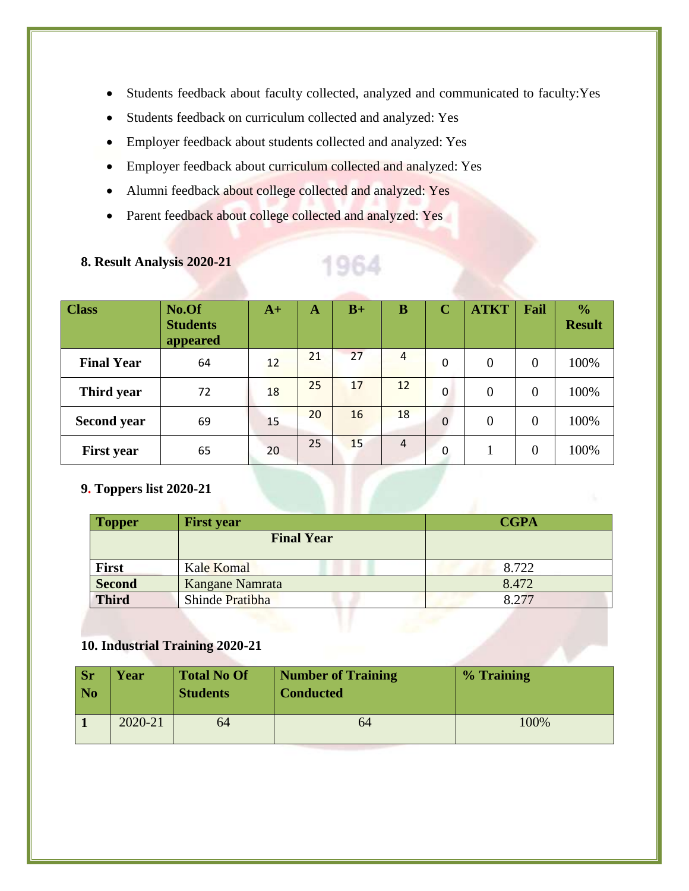- Students feedback about faculty collected, analyzed and communicated to faculty:Yes
- Students feedback on curriculum collected and analyzed: Yes
- Employer feedback about students collected and analyzed: Yes
- Employer feedback about curriculum collected and analyzed: Yes
- Alumni feedback about college collected and analyzed: Yes
- Parent feedback about college collected and analyzed: Yes

**8. Result Analysis 2020-21**

| Class | No.Of Students appeared | A+ | A | B+ | B | C | ATKT | Fail | % Result |
|---|---|---|---|---|---|---|---|---|---|
| **Final Year** | 64 | 12 | 21 | 27 | 4 | 0 | 0 | 0 | 100% |
| **Third year** | 72 | 18 | 25 | 17 | 12 | 0 | 0 | 0 | 100% |
| **Second year** | 69 | 15 | 20 | 16 | 18 | 0 | 0 | 0 | 100% |
| **First year** | 65 | 20 | 25 | 15 | 4 | 0 | 1 | 0 | 100% |

**9. Toppers list 2020-21**

| Topper | First year | CGPA |
|---|---|---|
| | **Final Year** | |
| **First** | Kale Komal | 8.722 |
| **Second** | Kangane Namrata | 8.472 |
| **Third** | Shinde Pratibha | 8.277 |

**10. Industrial Training 2020-21**

| Sr No | Year | Total No Of Students | Number of Training Conducted | % Training |
|---|---|---|---|---|
| **1** | 2020-21 | 64 | 64 | 100% |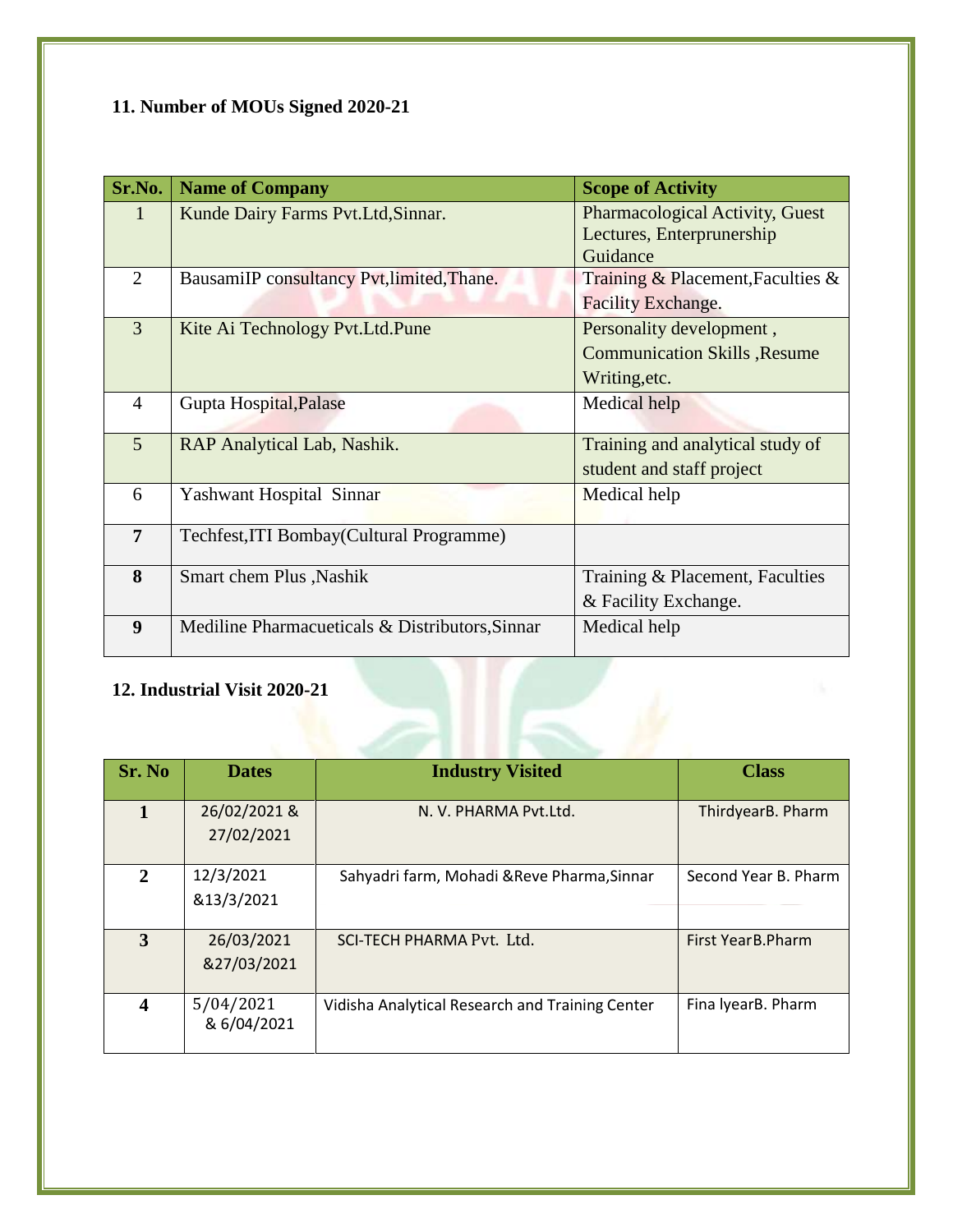### 11. Number of MOUs Signed 2020-21

| Sr.No. | Name of Company | Scope of Activity |
|---|---|---|
| 1 | Kunde Dairy Farms Pvt.Ltd,Sinnar. | Pharmacological Activity, Guest Lectures, Enterprunership Guidance |
| 2 | BausamiIP consultancy Pvt,limited,Thane. | Training & Placement,Faculties & Facility Exchange. |
| 3 | Kite Ai Technology Pvt.Ltd.Pune | Personality development , Communication Skills ,Resume Writing,etc. |
| 4 | Gupta Hospital,Palase | Medical help |
| 5 | RAP Analytical Lab, Nashik. | Training and analytical study of student and staff project |
| 6 | Yashwant Hospital Sinnar | Medical help |
| **7** | Techfest,ITI Bombay(Cultural Programme) | |
| **8** | Smart chem Plus ,Nashik | Training & Placement, Faculties & Facility Exchange. |
| **9** | Mediline Pharmacueticals & Distributors,Sinnar | Medical help |

### 12. Industrial Visit 2020-21

| Sr. No | Dates | Industry Visited | Class |
|---|---|---|---|
| **1** | 26/02/2021 & 27/02/2021 | N. V. PHARMA Pvt.Ltd. | ThirdyearB. Pharm |
| **2** | 12/3/2021 &13/3/2021 | Sahyadri farm, Mohadi &Reve Pharma,Sinnar | Second Year B. Pharm |
| **3** | 26/03/2021 &27/03/2021 | SCI-TECH PHARMA Pvt. Ltd. | First YearB.Pharm |
| **4** | 5/04/2021 & 6/04/2021 | Vidisha Analytical Research and Training Center | Fina lyearB. Pharm |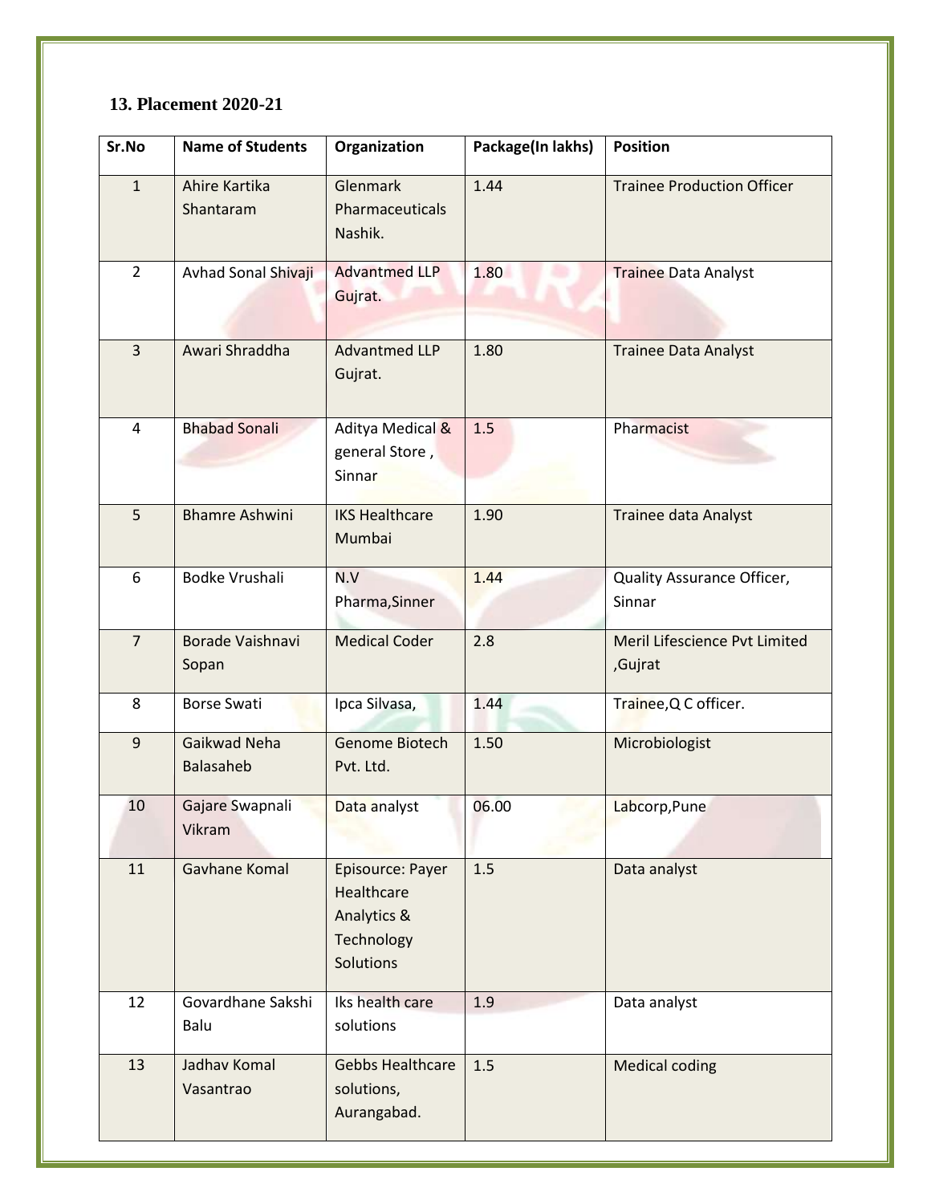### 13. Placement 2020-21

| Sr.No | Name of Students | Organization | Package(In lakhs) | Position |
|---|---|---|---|---|
| 1 | Ahire Kartika Shantaram | Glenmark Pharmaceuticals Nashik. | 1.44 | Trainee Production Officer |
| 2 | Avhad Sonal Shivaji | Advantmed LLP Gujrat. | 1.80 | Trainee Data Analyst |
| 3 | Awari Shraddha | Advantmed LLP Gujrat. | 1.80 | Trainee Data Analyst |
| 4 | Bhabad Sonali | Aditya Medical & general Store , Sinnar | 1.5 | Pharmacist |
| 5 | Bhamre Ashwini | IKS Healthcare Mumbai | 1.90 | Trainee data Analyst |
| 6 | Bodke Vrushali | N.V Pharma,Sinner | 1.44 | Quality Assurance Officer, Sinnar |
| 7 | Borade Vaishnavi Sopan | Medical Coder | 2.8 | Meril Lifescience Pvt Limited ,Gujrat |
| 8 | Borse Swati | Ipca Silvasa, | 1.44 | Trainee,Q C officer. |
| 9 | Gaikwad Neha Balasaheb | Genome Biotech Pvt. Ltd. | 1.50 | Microbiologist |
| 10 | Gajare Swapnali Vikram | Data analyst | 06.00 | Labcorp,Pune |
| 11 | Gavhane Komal | Episource: Payer Healthcare Analytics & Technology Solutions | 1.5 | Data analyst |
| 12 | Govardhane Sakshi Balu | Iks health care solutions | 1.9 | Data analyst |
| 13 | Jadhav Komal Vasantrao | Gebbs Healthcare solutions, Aurangabad. | 1.5 | Medical coding |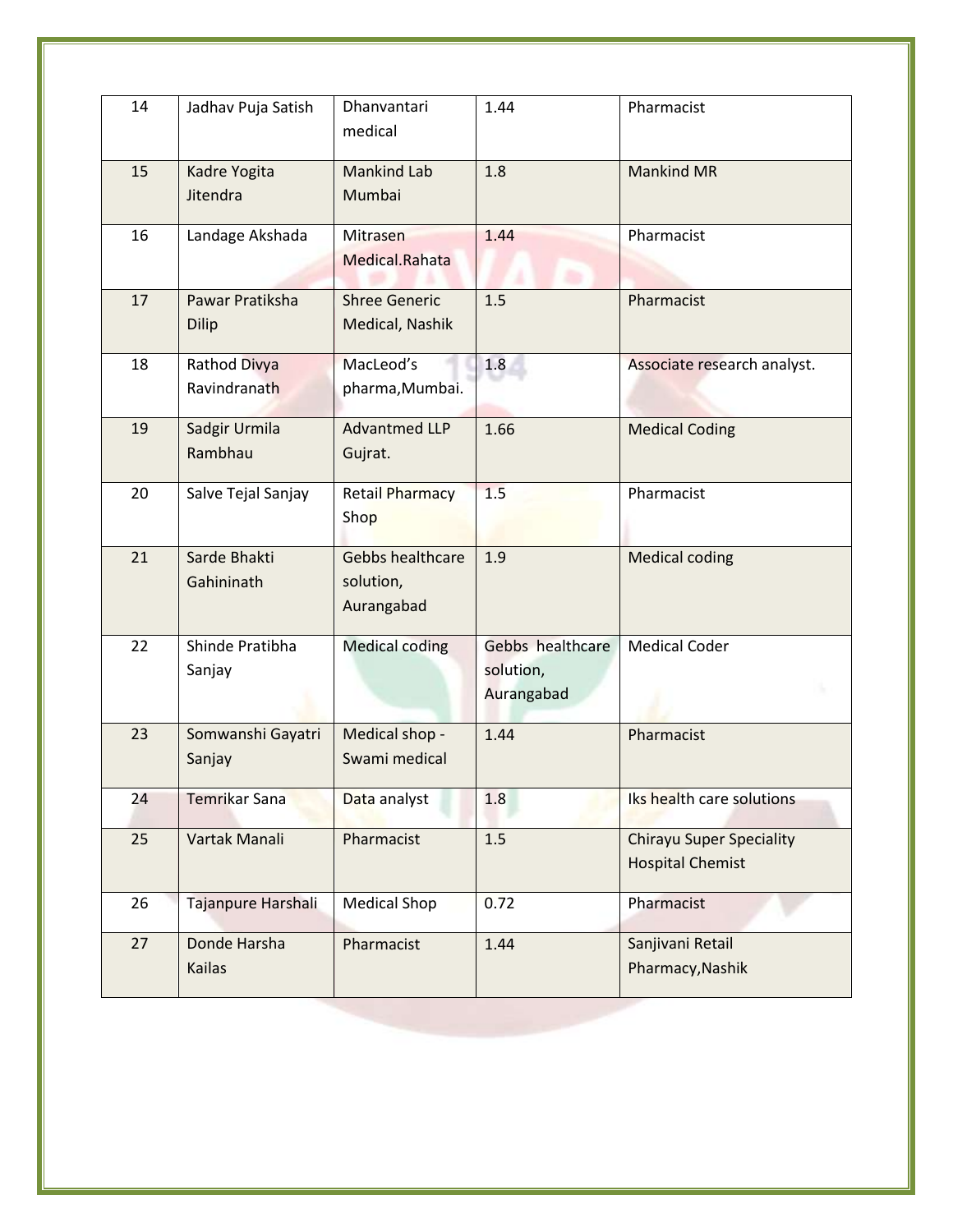| 14 | Jadhav Puja Satish | Dhanvantari medical | 1.44 | Pharmacist |
|---|---|---|---|---|
| 15 | Kadre Yogita Jitendra | Mankind Lab Mumbai | 1.8 | Mankind MR |
| 16 | Landage Akshada | Mitrasen Medical.Rahata | 1.44 | Pharmacist |
| 17 | Pawar Pratiksha Dilip | Shree Generic Medical, Nashik | 1.5 | Pharmacist |
| 18 | Rathod Divya Ravindranath | MacLeod's pharma,Mumbai. | 1.8 | Associate research analyst. |
| 19 | Sadgir Urmila Rambhau | Advantmed LLP Gujrat. | 1.66 | Medical Coding |
| 20 | Salve Tejal Sanjay | Retail Pharmacy Shop | 1.5 | Pharmacist |
| 21 | Sarde Bhakti Gahininath | Gebbs healthcare solution, Aurangabad | 1.9 | Medical coding |
| 22 | Shinde Pratibha Sanjay | Medical coding | Gebbs healthcare solution, Aurangabad | Medical Coder |
| 23 | Somwanshi Gayatri Sanjay | Medical shop - Swami medical | 1.44 | Pharmacist |
| 24 | Temrikar Sana | Data analyst | 1.8 | Iks health care solutions |
| 25 | Vartak Manali | Pharmacist | 1.5 | Chirayu Super Speciality Hospital Chemist |
| 26 | Tajanpure Harshali | Medical Shop | 0.72 | Pharmacist |
| 27 | Donde Harsha Kailas | Pharmacist | 1.44 | Sanjivani Retail Pharmacy,Nashik |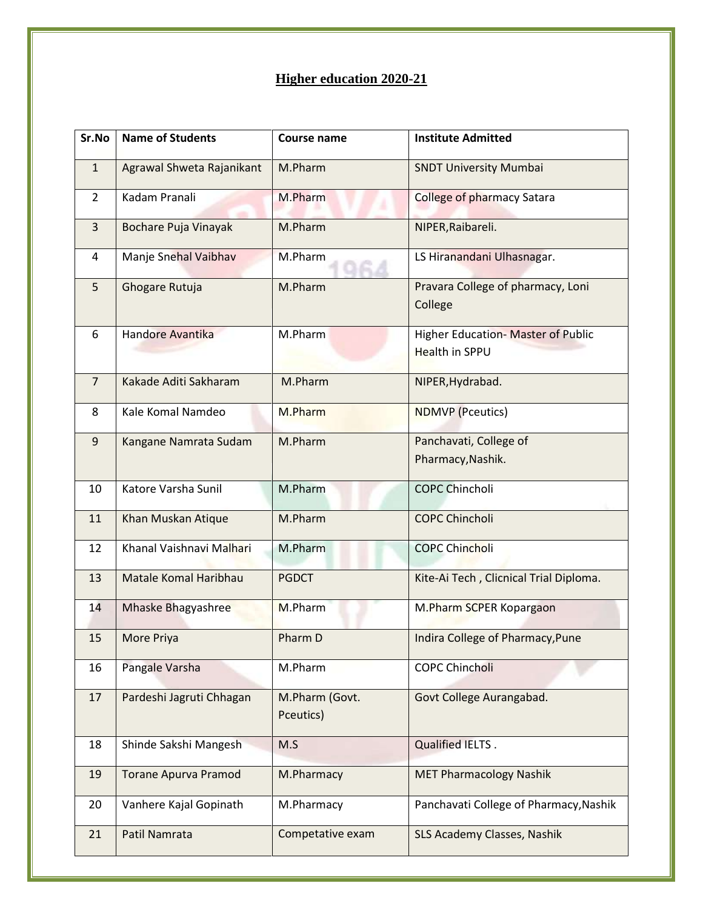## Higher education 2020-21

| Sr.No | Name of Students | Course name | Institute Admitted |
|---|---|---|---|
| 1 | Agrawal Shweta Rajanikant | M.Pharm | SNDT University Mumbai |
| 2 | Kadam Pranali | M.Pharm | College of pharmacy Satara |
| 3 | Bochare Puja Vinayak | M.Pharm | NIPER,Raibareli. |
| 4 | Manje Snehal Vaibhav | M.Pharm | LS Hiranandani Ulhasnagar. |
| 5 | Ghogare Rutuja | M.Pharm | Pravara College of pharmacy, Loni College |
| 6 | Handore Avantika | M.Pharm | Higher Education- Master of Public Health in SPPU |
| 7 | Kakade Aditi Sakharam | M.Pharm | NIPER,Hydrabad. |
| 8 | Kale Komal Namdeo | M.Pharm | NDMVP (Pceutics) |
| 9 | Kangane Namrata Sudam | M.Pharm | Panchavati, College of Pharmacy,Nashik. |
| 10 | Katore Varsha Sunil | M.Pharm | COPC Chincholi |
| 11 | Khan Muskan Atique | M.Pharm | COPC Chincholi |
| 12 | Khanal Vaishnavi Malhari | M.Pharm | COPC Chincholi |
| 13 | Matale Komal Haribhau | PGDCT | Kite-Ai Tech , Clicnical Trial Diploma. |
| 14 | Mhaske Bhagyashree | M.Pharm | M.Pharm SCPER Kopargaon |
| 15 | More Priya | Pharm D | Indira College of Pharmacy,Pune |
| 16 | Pangale Varsha | M.Pharm | COPC Chincholi |
| 17 | Pardeshi Jagruti Chhagan | M.Pharm (Govt. Pceutics) | Govt College Aurangabad. |
| 18 | Shinde Sakshi Mangesh | M.S | Qualified IELTS . |
| 19 | Torane Apurva Pramod | M.Pharmacy | MET Pharmacology Nashik |
| 20 | Vanhere Kajal Gopinath | M.Pharmacy | Panchavati College of Pharmacy,Nashik |
| 21 | Patil Namrata | Competative exam | SLS Academy Classes, Nashik |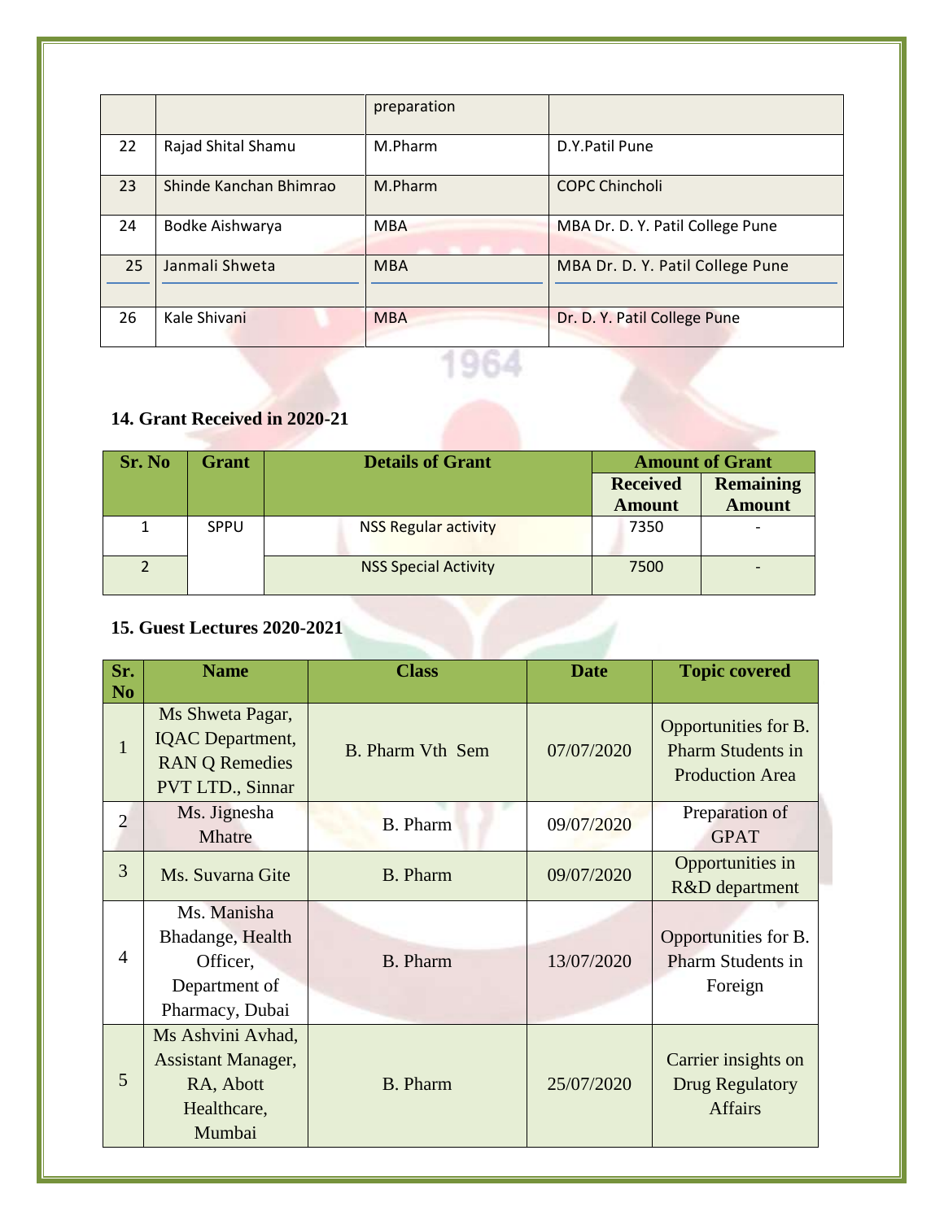|  |  | preparation |  |
|---|---|---|---|
| 22 | Rajad Shital Shamu | M.Pharm | D.Y.Patil Pune |
| 23 | Shinde Kanchan Bhimrao | M.Pharm | COPC Chincholi |
| 24 | Bodke Aishwarya | MBA | MBA Dr. D. Y. Patil College Pune |
| 25 | Janmali Shweta | MBA | MBA Dr. D. Y. Patil College Pune |
| 26 | Kale Shivani | MBA | Dr. D. Y. Patil College Pune |

### 14. Grant Received in 2020-21

| Sr. No | Grant | Details of Grant | Amount of Grant | |
|---|---|---|---|---|
| | | | Received Amount | Remaining Amount |
| 1 | SPPU | NSS Regular activity | 7350 | - |
| 2 | | NSS Special Activity | 7500 | - |

### 15. Guest Lectures 2020-2021

| Sr. No | Name | Class | Date | Topic covered |
|---|---|---|---|---|
| 1 | Ms Shweta Pagar, IQAC Department, RAN Q Remedies PVT LTD., Sinnar | B. Pharm Vth Sem | 07/07/2020 | Opportunities for B. Pharm Students in Production Area |
| 2 | Ms. Jignesha Mhatre | B. Pharm | 09/07/2020 | Preparation of GPAT |
| 3 | Ms. Suvarna Gite | B. Pharm | 09/07/2020 | Opportunities in R&D department |
| 4 | Ms. Manisha Bhadange, Health Officer, Department of Pharmacy, Dubai | B. Pharm | 13/07/2020 | Opportunities for B. Pharm Students in Foreign |
| 5 | Ms Ashvini Avhad, Assistant Manager, RA, Abott Healthcare, Mumbai | B. Pharm | 25/07/2020 | Carrier insights on Drug Regulatory Affairs |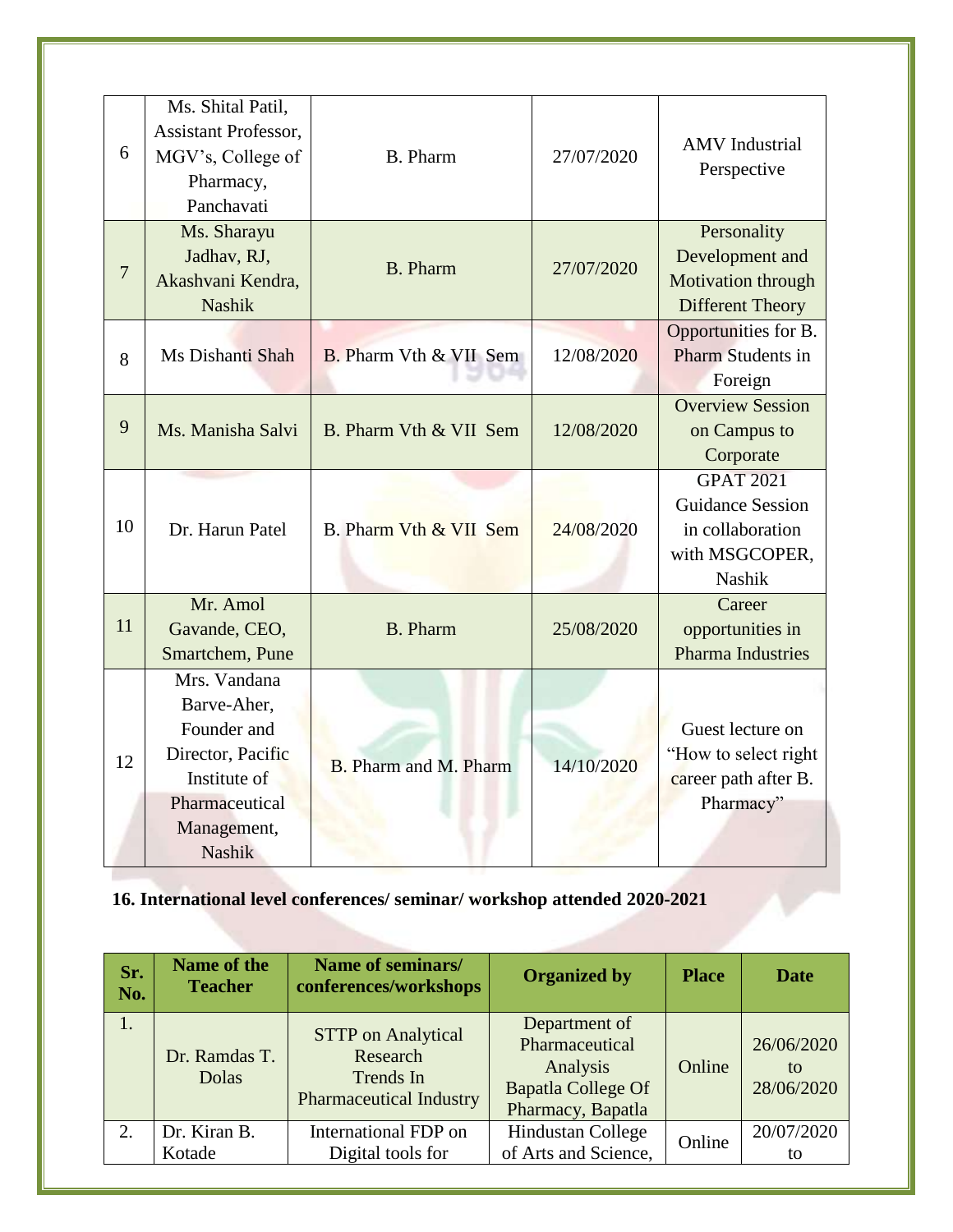| 6 | Ms. Shital Patil, Assistant Professor, MGV's, College of Pharmacy, Panchavati | B. Pharm | 27/07/2020 | AMV Industrial Perspective |
|---|---|---|---|---|
| 7 | Ms. Sharayu Jadhav, RJ, Akashvani Kendra, Nashik | B. Pharm | 27/07/2020 | Personality Development and Motivation through Different Theory |
| 8 | Ms Dishanti Shah | B. Pharm Vth & VII Sem | 12/08/2020 | Opportunities for B. Pharm Students in Foreign |
| 9 | Ms. Manisha Salvi | B. Pharm Vth & VII Sem | 12/08/2020 | Overview Session on Campus to Corporate |
| 10 | Dr. Harun Patel | B. Pharm Vth & VII Sem | 24/08/2020 | GPAT 2021 Guidance Session in collaboration with MSGCOPER, Nashik |
| 11 | Mr. Amol Gavande, CEO, Smartchem, Pune | B. Pharm | 25/08/2020 | Career opportunities in Pharma Industries |
| 12 | Mrs. Vandana Barve-Aher, Founder and Director, Pacific Institute of Pharmaceutical Management, Nashik | B. Pharm and M. Pharm | 14/10/2020 | Guest lecture on "How to select right career path after B. Pharmacy" |

**16. International level conferences/ seminar/ workshop attended 2020-2021**

| Sr. No. | Name of the Teacher | Name of seminars/ conferences/workshops | Organized by | Place | Date |
|---|---|---|---|---|---|
| 1. | Dr. Ramdas T. Dolas | STTP on Analytical Research Trends In Pharmaceutical Industry | Department of Pharmaceutical Analysis Bapatla College Of Pharmacy, Bapatla | Online | 26/06/2020 to 28/06/2020 |
| 2. | Dr. Kiran B. Kotade | International FDP on Digital tools for | Hindustan College of Arts and Science, | Online | 20/07/2020 to |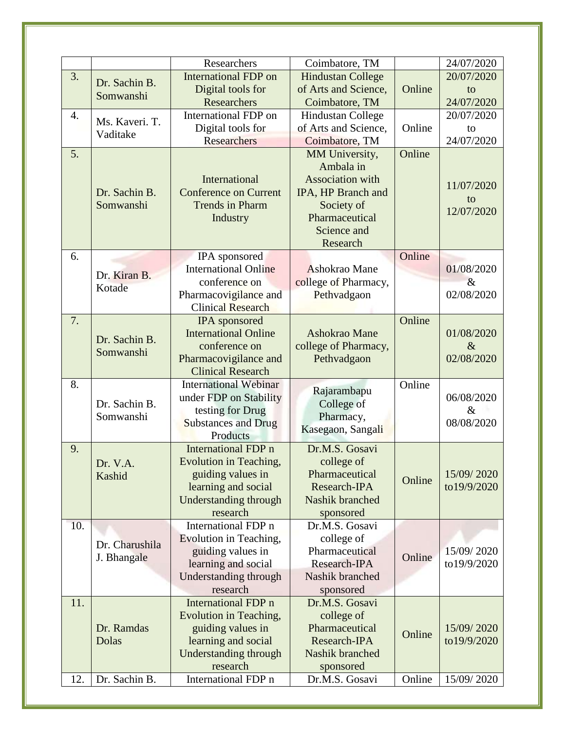|  |  | Researchers | Coimbatore, TM |  | 24/07/2020 |
|---|---|---|---|---|---|
| 3. | Dr. Sachin B. Somwanshi | International FDP on Digital tools for Researchers | Hindustan College of Arts and Science, Coimbatore, TM | Online | 20/07/2020 to 24/07/2020 |
| 4. | Ms. Kaveri. T. Vaditake | International FDP on Digital tools for Researchers | Hindustan College of Arts and Science, Coimbatore, TM | Online | 20/07/2020 to 24/07/2020 |
| 5. | Dr. Sachin B. Somwanshi | International Conference on Current Trends in Pharm Industry | MM University, Ambala in Association with IPA, HP Branch and Society of Pharmaceutical Science and Research | Online | 11/07/2020 to 12/07/2020 |
| 6. | Dr. Kiran B. Kotade | IPA sponsored International Online conference on Pharmacovigilance and Clinical Research | Ashokrao Mane college of Pharmacy, Pethvadgaon | Online | 01/08/2020 & 02/08/2020 |
| 7. | Dr. Sachin B. Somwanshi | IPA sponsored International Online conference on Pharmacovigilance and Clinical Research | Ashokrao Mane college of Pharmacy, Pethvadgaon | Online | 01/08/2020 & 02/08/2020 |
| 8. | Dr. Sachin B. Somwanshi | International Webinar under FDP on Stability testing for Drug Substances and Drug Products | Rajarambapu College of Pharmacy, Kasegaon, Sangali | Online | 06/08/2020 & 08/08/2020 |
| 9. | Dr. V.A. Kashid | International FDP n Evolution in Teaching, guiding values in learning and social Understanding through research | Dr.M.S. Gosavi college of Pharmaceutical Research-IPA Nashik branched sponsored | Online | 15/09/ 2020 to19/9/2020 |
| 10. | Dr. Charushila J. Bhangale | International FDP n Evolution in Teaching, guiding values in learning and social Understanding through research | Dr.M.S. Gosavi college of Pharmaceutical Research-IPA Nashik branched sponsored | Online | 15/09/ 2020 to19/9/2020 |
| 11. | Dr. Ramdas Dolas | International FDP n Evolution in Teaching, guiding values in learning and social Understanding through research | Dr.M.S. Gosavi college of Pharmaceutical Research-IPA Nashik branched sponsored | Online | 15/09/ 2020 to19/9/2020 |
| 12. | Dr. Sachin B. | International FDP n | Dr.M.S. Gosavi | Online | 15/09/ 2020 |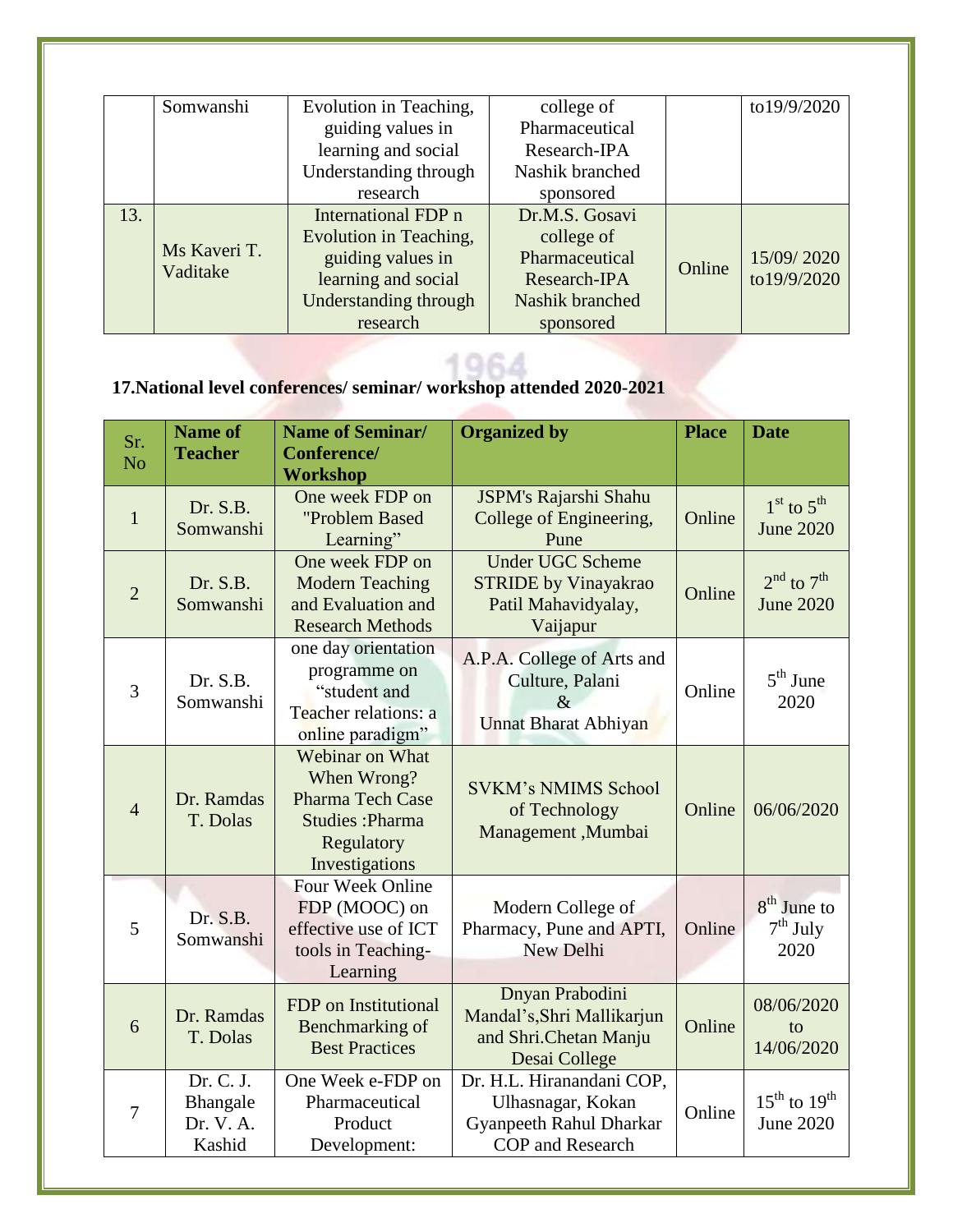| | Somwanshi | Evolution in Teaching, guiding values in learning and social Understanding through research | college of Pharmaceutical Research-IPA Nashik branched sponsored | | to19/9/2020 |
|---|---|---|---|---|---|
| 13. | Ms Kaveri T. Vaditake | International FDP n Evolution in Teaching, guiding values in learning and social Understanding through research | Dr.M.S. Gosavi college of Pharmaceutical Research-IPA Nashik branched sponsored | Online | 15/09/ 2020 to19/9/2020 |

**17.National level conferences/ seminar/ workshop attended 2020-2021**

| Sr. No | Name of Teacher | Name of Seminar/ Conference/ Workshop | Organized by | Place | Date |
|---|---|---|---|---|---|
| 1 | Dr. S.B. Somwanshi | One week FDP on "Problem Based Learning" | JSPM's Rajarshi Shahu College of Engineering, Pune | Online | 1st to 5th June 2020 |
| 2 | Dr. S.B. Somwanshi | One week FDP on Modern Teaching and Evaluation and Research Methods | Under UGC Scheme STRIDE by Vinayakrao Patil Mahavidyalay, Vaijapur | Online | 2nd to 7th June 2020 |
| 3 | Dr. S.B. Somwanshi | one day orientation programme on "student and Teacher relations: a online paradigm" | A.P.A. College of Arts and Culture, Palani & Unnat Bharat Abhiyan | Online | 5th June 2020 |
| 4 | Dr. Ramdas T. Dolas | Webinar on What When Wrong? Pharma Tech Case Studies :Pharma Regulatory Investigations | SVKM's NMIMS School of Technology Management ,Mumbai | Online | 06/06/2020 |
| 5 | Dr. S.B. Somwanshi | Four Week Online FDP (MOOC) on effective use of ICT tools in Teaching-Learning | Modern College of Pharmacy, Pune and APTI, New Delhi | Online | 8th June to 7th July 2020 |
| 6 | Dr. Ramdas T. Dolas | FDP on Institutional Benchmarking of Best Practices | Dnyan Prabodini Mandal's,Shri Mallikarjun and Shri.Chetan Manju Desai College | Online | 08/06/2020 to 14/06/2020 |
| 7 | Dr. C. J. Bhangale Dr. V. A. Kashid | One Week e-FDP on Pharmaceutical Product Development: | Dr. H.L. Hiranandani COP, Ulhasnagar, Kokan Gyanpeeth Rahul Dharkar COP and Research | Online | 15th to 19th June 2020 |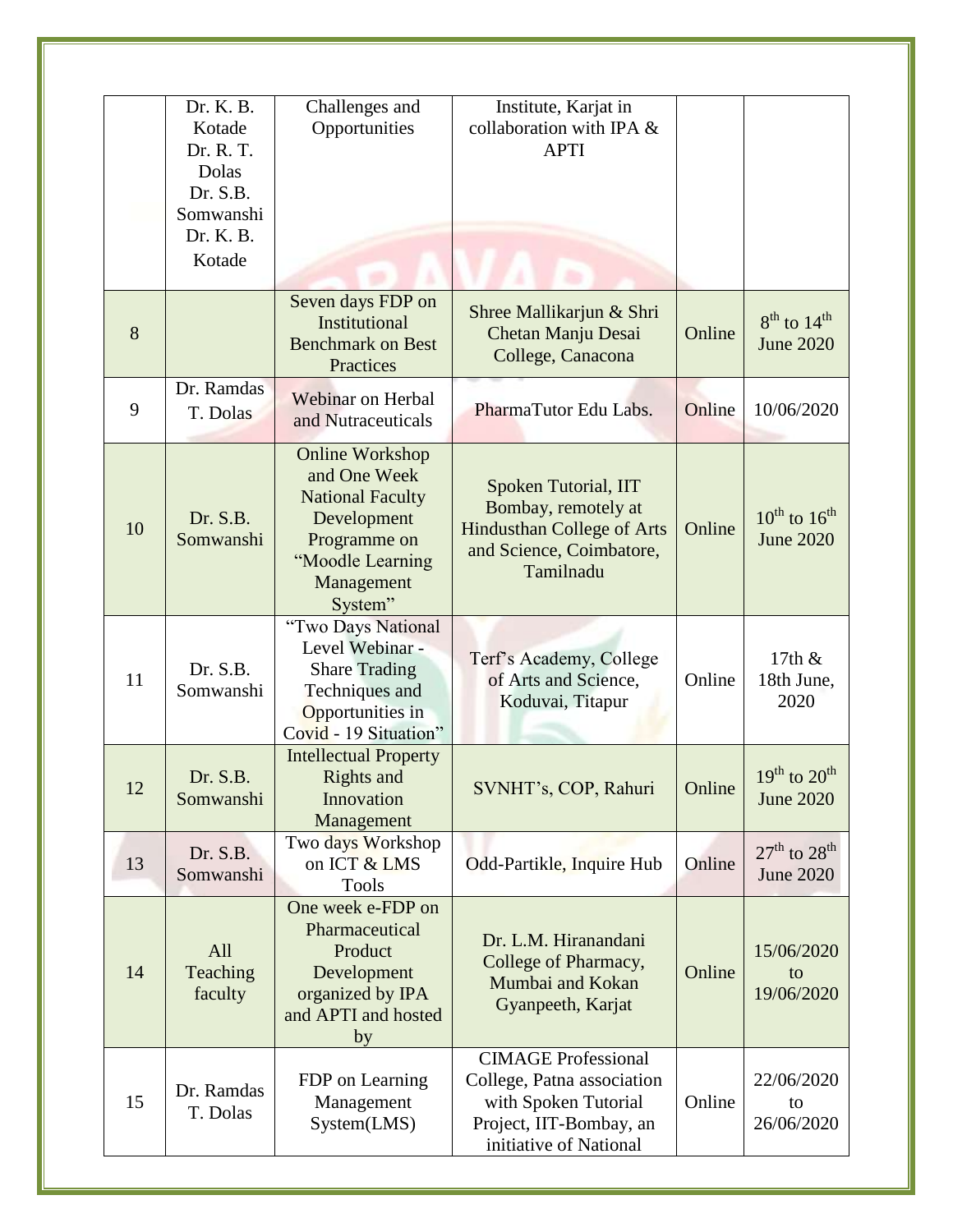| | | | | | |
|---|---|---|---|---|---|
| | Dr. K. B. Kotade Dr. R. T. Dolas Dr. S.B. Somwanshi Dr. K. B. Kotade | Challenges and Opportunities | Institute, Karjat in collaboration with IPA & APTI | | |
| 8 | | Seven days FDP on Institutional Benchmark on Best Practices | Shree Mallikarjun & Shri Chetan Manju Desai College, Canacona | Online | 8th to 14th June 2020 |
| 9 | Dr. Ramdas T. Dolas | Webinar on Herbal and Nutraceuticals | PharmaTutor Edu Labs. | Online | 10/06/2020 |
| 10 | Dr. S.B. Somwanshi | Online Workshop and One Week National Faculty Development Programme on "Moodle Learning Management System" | Spoken Tutorial, IIT Bombay, remotely at Hindusthan College of Arts and Science, Coimbatore, Tamilnadu | Online | 10th to 16th June 2020 |
| 11 | Dr. S.B. Somwanshi | "Two Days National Level Webinar - Share Trading Techniques and Opportunities in Covid - 19 Situation" | Terf's Academy, College of Arts and Science, Koduvai, Titapur | Online | 17th & 18th June, 2020 |
| 12 | Dr. S.B. Somwanshi | Intellectual Property Rights and Innovation Management | SVNHT's, COP, Rahuri | Online | 19th to 20th June 2020 |
| 13 | Dr. S.B. Somwanshi | Two days Workshop on ICT & LMS Tools | Odd-Partikle, Inquire Hub | Online | 27th to 28th June 2020 |
| 14 | All Teaching faculty | One week e-FDP on Pharmaceutical Product Development organized by IPA and APTI and hosted by | Dr. L.M. Hiranandani College of Pharmacy, Mumbai and Kokan Gyanpeeth, Karjat | Online | 15/06/2020 to 19/06/2020 |
| 15 | Dr. Ramdas T. Dolas | FDP on Learning Management System(LMS) | CIMAGE Professional College, Patna association with Spoken Tutorial Project, IIT-Bombay, an initiative of National | Online | 22/06/2020 to 26/06/2020 |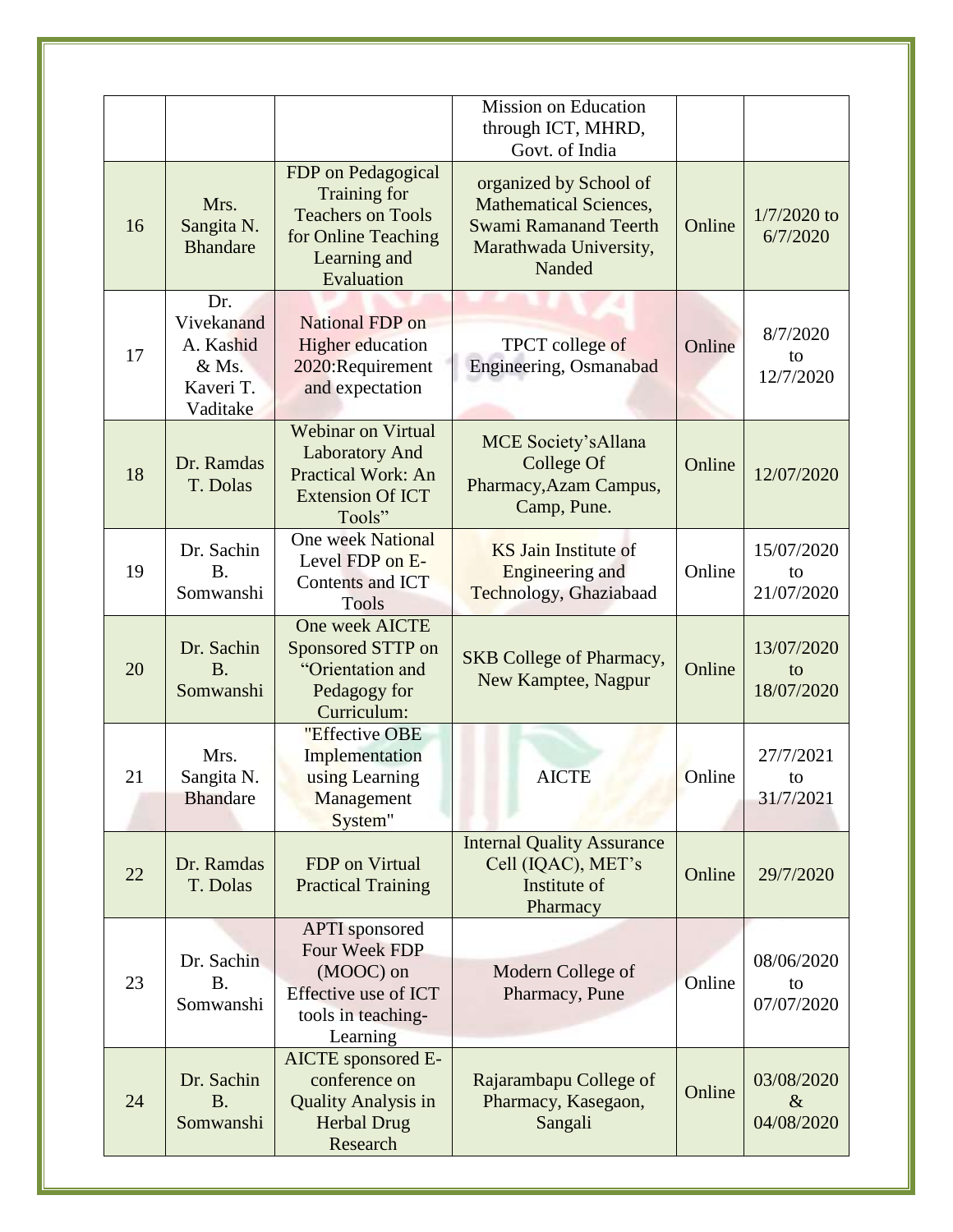| | | | Mission on Education through ICT, MHRD, Govt. of India | | |
|---|---|---|---|---|---|
| 16 | Mrs. Sangita N. Bhandare | FDP on Pedagogical Training for Teachers on Tools for Online Teaching Learning and Evaluation | organized by School of Mathematical Sciences, Swami Ramanand Teerth Marathwada University, Nanded | Online | 1/7/2020 to 6/7/2020 |
| 17 | Dr. Vivekanand A. Kashid & Ms. Kaveri T. Vaditake | National FDP on Higher education 2020:Requirement and expectation | TPCT college of Engineering, Osmanabad | Online | 8/7/2020 to 12/7/2020 |
| 18 | Dr. Ramdas T. Dolas | Webinar on Virtual Laboratory And Practical Work: An Extension Of ICT Tools" | MCE Society'sAllana College Of Pharmacy,Azam Campus, Camp, Pune. | Online | 12/07/2020 |
| 19 | Dr. Sachin B. Somwanshi | One week National Level FDP on E-Contents and ICT Tools | KS Jain Institute of Engineering and Technology, Ghaziabaad | Online | 15/07/2020 to 21/07/2020 |
| 20 | Dr. Sachin B. Somwanshi | One week AICTE Sponsored STTP on "Orientation and Pedagogy for Curriculum: | SKB College of Pharmacy, New Kamptee, Nagpur | Online | 13/07/2020 to 18/07/2020 |
| 21 | Mrs. Sangita N. Bhandare | "Effective OBE Implementation using Learning Management System" | AICTE | Online | 27/7/2021 to 31/7/2021 |
| 22 | Dr. Ramdas T. Dolas | FDP on Virtual Practical Training | Internal Quality Assurance Cell (IQAC), MET's Institute of Pharmacy | Online | 29/7/2020 |
| 23 | Dr. Sachin B. Somwanshi | APTI sponsored Four Week FDP (MOOC) on Effective use of ICT tools in teaching-Learning | Modern College of Pharmacy, Pune | Online | 08/06/2020 to 07/07/2020 |
| 24 | Dr. Sachin B. Somwanshi | AICTE sponsored E-conference on Quality Analysis in Herbal Drug Research | Rajarambapu College of Pharmacy, Kasegaon, Sangali | Online | 03/08/2020 & 04/08/2020 |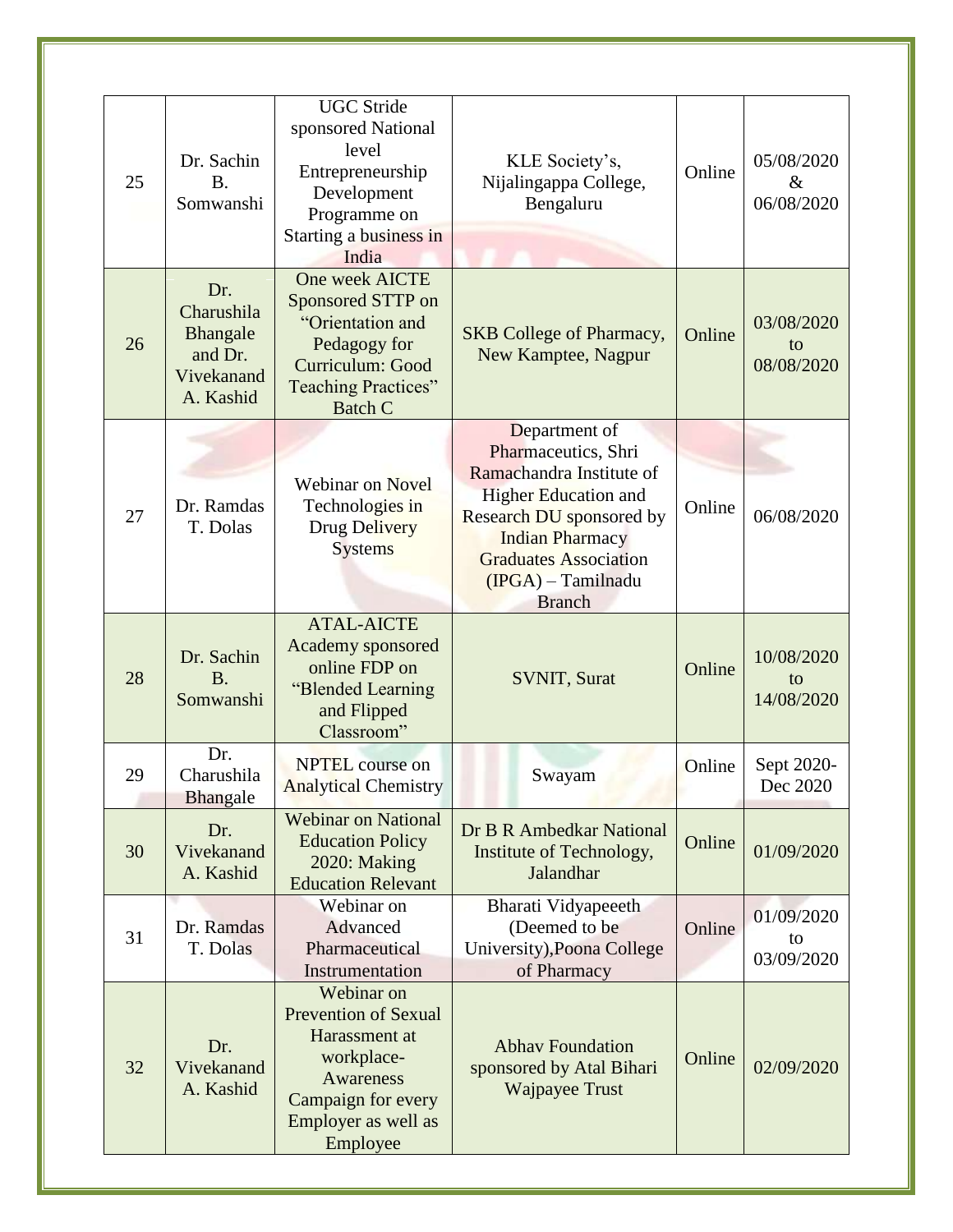| 25 | Dr. Sachin B. Somwanshi | UGC Stride sponsored National level Entrepreneurship Development Programme on Starting a business in India | KLE Society's, Nijalingappa College, Bengaluru | Online | 05/08/2020 & 06/08/2020 |
|---|---|---|---|---|---|
| 26 | Dr. Charushila Bhangale and Dr. Vivekanand A. Kashid | One week AICTE Sponsored STTP on "Orientation and Pedagogy for Curriculum: Good Teaching Practices" Batch C | SKB College of Pharmacy, New Kamptee, Nagpur | Online | 03/08/2020 to 08/08/2020 |
| 27 | Dr. Ramdas T. Dolas | Webinar on Novel Technologies in Drug Delivery Systems | Department of Pharmaceutics, Shri Ramachandra Institute of Higher Education and Research DU sponsored by Indian Pharmacy Graduates Association (IPGA) – Tamilnadu Branch | Online | 06/08/2020 |
| 28 | Dr. Sachin B. Somwanshi | ATAL-AICTE Academy sponsored online FDP on "Blended Learning and Flipped Classroom" | SVNIT, Surat | Online | 10/08/2020 to 14/08/2020 |
| 29 | Dr. Charushila Bhangale | NPTEL course on Analytical Chemistry | Swayam | Online | Sept 2020-Dec 2020 |
| 30 | Dr. Vivekanand A. Kashid | Webinar on National Education Policy 2020: Making Education Relevant | Dr B R Ambedkar National Institute of Technology, Jalandhar | Online | 01/09/2020 |
| 31 | Dr. Ramdas T. Dolas | Webinar on Advanced Pharmaceutical Instrumentation | Bharati Vidyapeeeth (Deemed to be University),Poona College of Pharmacy | Online | 01/09/2020 to 03/09/2020 |
| 32 | Dr. Vivekanand A. Kashid | Webinar on Prevention of Sexual Harassment at workplace- Awareness Campaign for every Employer as well as Employee | Abhav Foundation sponsored by Atal Bihari Wajpayee Trust | Online | 02/09/2020 |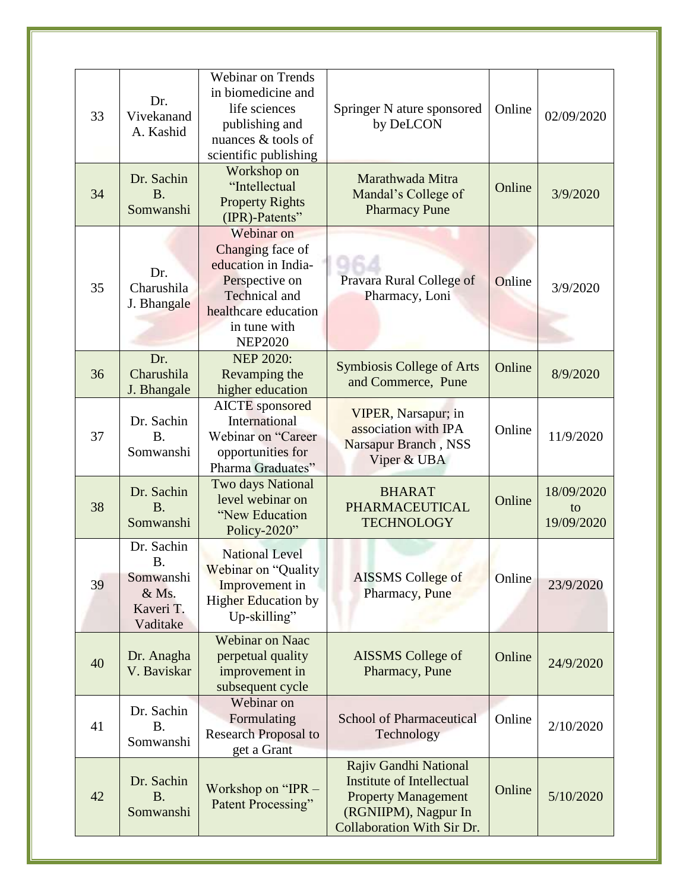| 33 | Dr. Vivekanand A. Kashid | Webinar on Trends in biomedicine and life sciences publishing and nuances & tools of scientific publishing | Springer N ature sponsored by DeLCON | Online | 02/09/2020 |
|---|---|---|---|---|---|
| 34 | Dr. Sachin B. Somwanshi | Workshop on "Intellectual Property Rights (IPR)-Patents" | Marathwada Mitra Mandal's College of Pharmacy Pune | Online | 3/9/2020 |
| 35 | Dr. Charushila J. Bhangale | Webinar on Changing face of education in India- Perspective on Technical and healthcare education in tune with NEP2020 | Pravara Rural College of Pharmacy, Loni | Online | 3/9/2020 |
| 36 | Dr. Charushila J. Bhangale | NEP 2020: Revamping the higher education | Symbiosis College of Arts and Commerce, Pune | Online | 8/9/2020 |
| 37 | Dr. Sachin B. Somwanshi | AICTE sponsored International Webinar on "Career opportunities for Pharma Graduates" | VIPER, Narsapur; in association with IPA Narsapur Branch , NSS Viper & UBA | Online | 11/9/2020 |
| 38 | Dr. Sachin B. Somwanshi | Two days National level webinar on "New Education Policy-2020" | BHARAT PHARMACEUTICAL TECHNOLOGY | Online | 18/09/2020 to 19/09/2020 |
| 39 | Dr. Sachin B. Somwanshi & Ms. Kaveri T. Vaditake | National Level Webinar on "Quality Improvement in Higher Education by Up-skilling" | AISSMS College of Pharmacy, Pune | Online | 23/9/2020 |
| 40 | Dr. Anagha V. Baviskar | Webinar on Naac perpetual quality improvement in subsequent cycle | AISSMS College of Pharmacy, Pune | Online | 24/9/2020 |
| 41 | Dr. Sachin B. Somwanshi | Webinar on Formulating Research Proposal to get a Grant | School of Pharmaceutical Technology | Online | 2/10/2020 |
| 42 | Dr. Sachin B. Somwanshi | Workshop on "IPR – Patent Processing" | Rajiv Gandhi National Institute of Intellectual Property Management (RGNIIPM), Nagpur In Collaboration With Sir Dr. | Online | 5/10/2020 |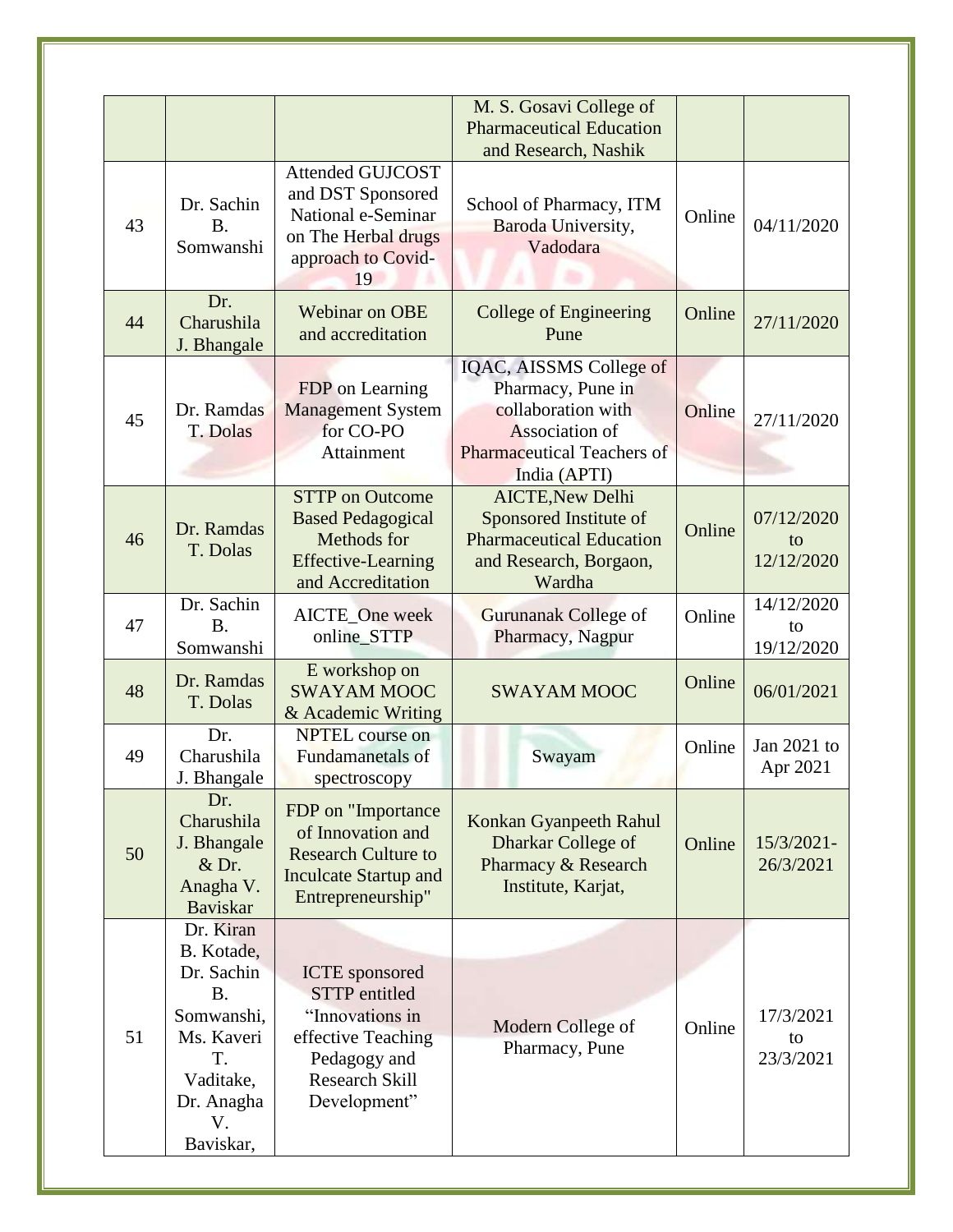|  |  |  | M. S. Gosavi College of Pharmaceutical Education and Research, Nashik |  |  |
|---|---|---|---|---|---|
| 43 | Dr. Sachin B. Somwanshi | Attended GUJCOST and DST Sponsored National e-Seminar on The Herbal drugs approach to Covid-19 | School of Pharmacy, ITM Baroda University, Vadodara | Online | 04/11/2020 |
| 44 | Dr. Charushila J. Bhangale | Webinar on OBE and accreditation | College of Engineering Pune | Online | 27/11/2020 |
| 45 | Dr. Ramdas T. Dolas | FDP on Learning Management System for CO-PO Attainment | IQAC, AISSMS College of Pharmacy, Pune in collaboration with Association of Pharmaceutical Teachers of India (APTI) | Online | 27/11/2020 |
| 46 | Dr. Ramdas T. Dolas | STTP on Outcome Based Pedagogical Methods for Effective-Learning and Accreditation | AICTE,New Delhi Sponsored Institute of Pharmaceutical Education and Research, Borgaon, Wardha | Online | 07/12/2020 to 12/12/2020 |
| 47 | Dr. Sachin B. Somwanshi | AICTE_One week online_STTP | Gurunanak College of Pharmacy, Nagpur | Online | 14/12/2020 to 19/12/2020 |
| 48 | Dr. Ramdas T. Dolas | E workshop on SWAYAM MOOC & Academic Writing | SWAYAM MOOC | Online | 06/01/2021 |
| 49 | Dr. Charushila J. Bhangale | NPTEL course on Fundamanetals of spectroscopy | Swayam | Online | Jan 2021 to Apr 2021 |
| 50 | Dr. Charushila J. Bhangale & Dr. Anagha V. Baviskar | FDP on "Importance of Innovation and Research Culture to Inculcate Startup and Entrepreneurship" | Konkan Gyanpeeth Rahul Dharkar College of Pharmacy & Research Institute, Karjat, | Online | 15/3/2021-26/3/2021 |
| 51 | Dr. Kiran B. Kotade, Dr. Sachin B. Somwanshi, Ms. Kaveri T. Vaditake, Dr. Anagha V. Baviskar, | ICTE sponsored STTP entitled "Innovations in effective Teaching Pedagogy and Research Skill Development" | Modern College of Pharmacy, Pune | Online | 17/3/2021 to 23/3/2021 |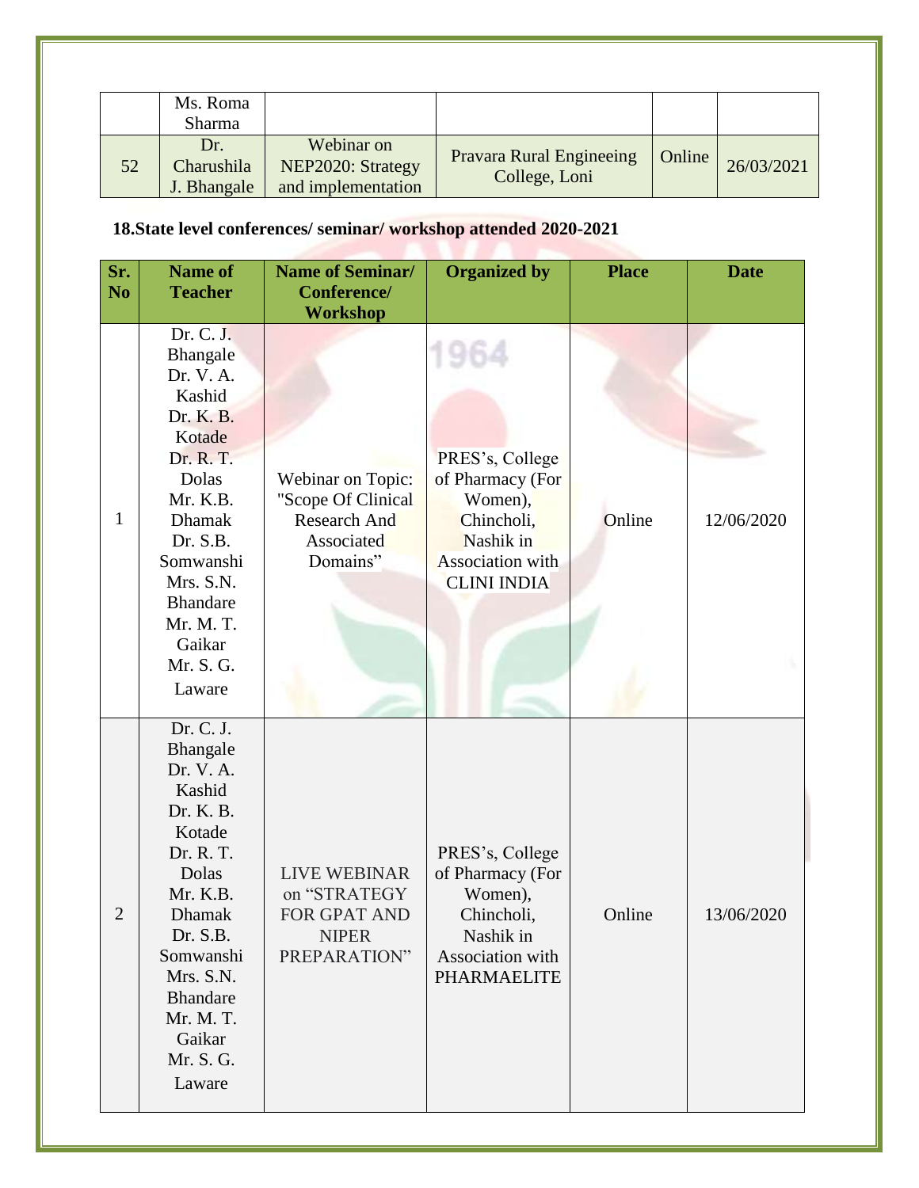|  | Ms. Roma Sharma |  |  |  |  |
| --- | --- | --- | --- | --- | --- |
| 52 | Dr. Charushila J. Bhangale | Webinar on NEP2020: Strategy and implementation | Pravara Rural Engineeing College, Loni | Online | 26/03/2021 |

**18.State level conferences/ seminar/ workshop attended 2020-2021**

| Sr. No | Name of Teacher | Name of Seminar/ Conference/ Workshop | Organized by | Place | Date |
| --- | --- | --- | --- | --- | --- |
| 1 | Dr. C. J. Bhangale Dr. V. A. Kashid Dr. K. B. Kotade Dr. R. T. Dolas Mr. K.B. Dhamak Dr. S.B. Somwanshi Mrs. S.N. Bhandare Mr. M. T. Gaikar Mr. S. G. Laware | Webinar on Topic: "Scope Of Clinical Research And Associated Domains" | PRES's, College of Pharmacy (For Women), Chincholi, Nashik in Association with CLINI INDIA | Online | 12/06/2020 |
| 2 | Dr. C. J. Bhangale Dr. V. A. Kashid Dr. K. B. Kotade Dr. R. T. Dolas Mr. K.B. Dhamak Dr. S.B. Somwanshi Mrs. S.N. Bhandare Mr. M. T. Gaikar Mr. S. G. Laware | LIVE WEBINAR on "STRATEGY FOR GPAT AND NIPER PREPARATION" | PRES's, College of Pharmacy (For Women), Chincholi, Nashik in Association with PHARMAELITE | Online | 13/06/2020 |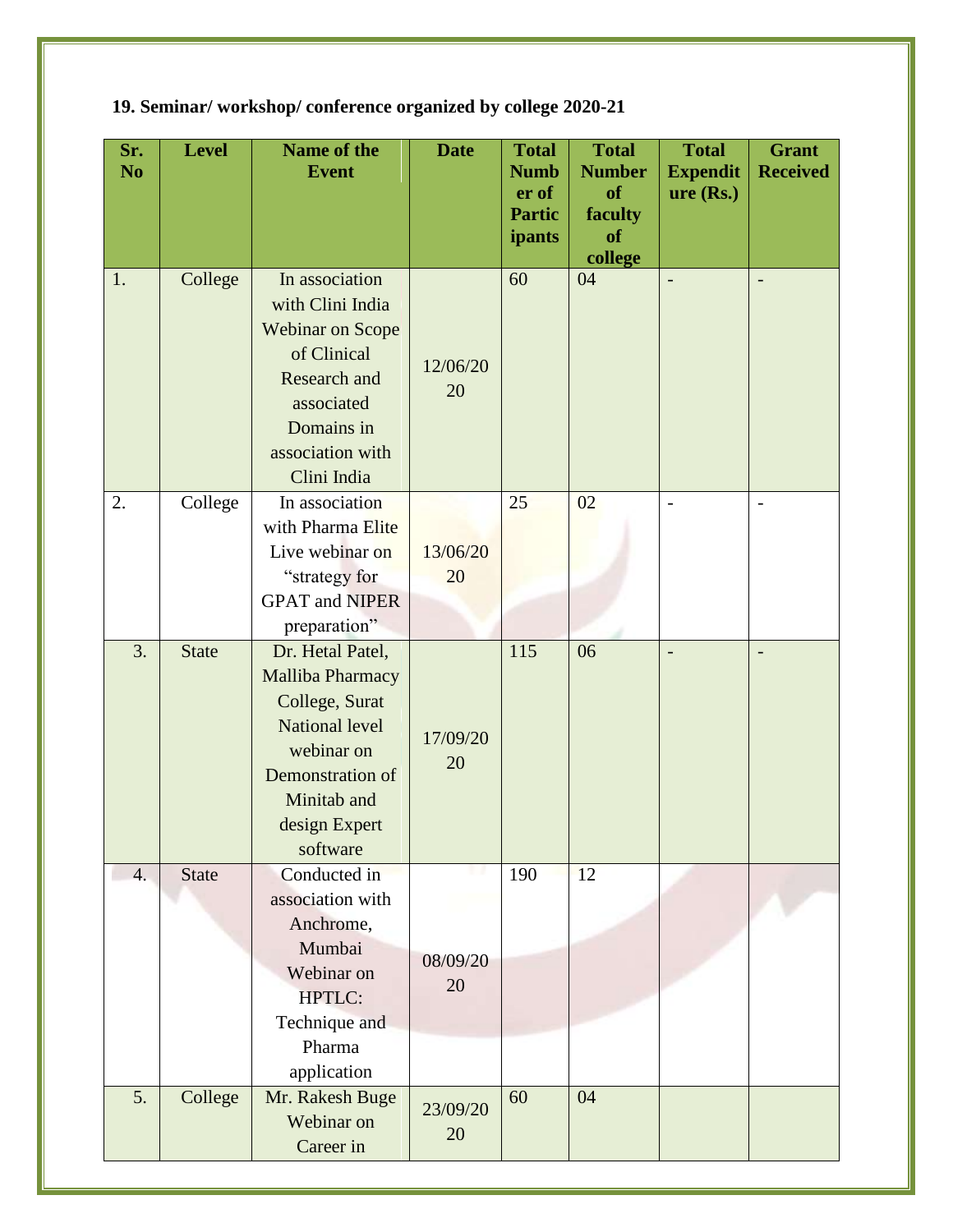**19. Seminar/ workshop/ conference organized by college 2020-21**

| Sr. No | Level | Name of the Event | Date | Total Number of Participants | Total Number of faculty of college | Total Expenditure (Rs.) | Grant Received |
|---|---|---|---|---|---|---|---|
| 1. | College | In association with Clini India Webinar on Scope of Clinical Research and associated Domains in association with Clini India | 12/06/2020 | 60 | 04 | - | - |
| 2. | College | In association with Pharma Elite Live webinar on "strategy for GPAT and NIPER preparation" | 13/06/2020 | 25 | 02 | - | - |
| 3. | State | Dr. Hetal Patel, Malliba Pharmacy College, Surat National level webinar on Demonstration of Minitab and design Expert software | 17/09/2020 | 115 | 06 | - | - |
| 4. | State | Conducted in association with Anchrome, Mumbai Webinar on HPTLC: Technique and Pharma application | 08/09/2020 | 190 | 12 | | |
| 5. | College | Mr. Rakesh Buge Webinar on Career in | 23/09/2020 | 60 | 04 | | |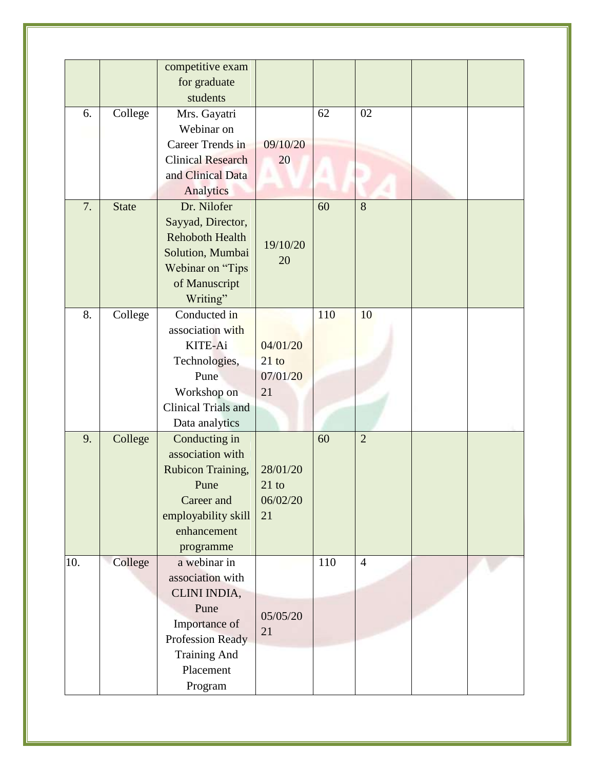| | | | | | | | |
|---|---|---|---|---|---|---|---|
| | | competitive exam for graduate students | | | | | |
| 6. | College | Mrs. Gayatri Webinar on Career Trends in Clinical Research and Clinical Data Analytics | 09/10/2020 | 62 | 02 | | |
| 7. | State | Dr. Nilofer Sayyad, Director, Rehoboth Health Solution, Mumbai Webinar on "Tips of Manuscript Writing" | 19/10/2020 | 60 | 8 | | |
| 8. | College | Conducted in association with KITE-Ai Technologies, Pune Workshop on Clinical Trials and Data analytics | 04/01/2021 to 07/01/2021 | 110 | 10 | | |
| 9. | College | Conducting in association with Rubicon Training, Pune Career and employability skill enhancement programme | 28/01/2021 to 06/02/2021 | 60 | 2 | | |
| 10. | College | a webinar in association with CLINI INDIA, Pune Importance of Profession Ready Training And Placement Program | 05/05/2021 | 110 | 4 | | |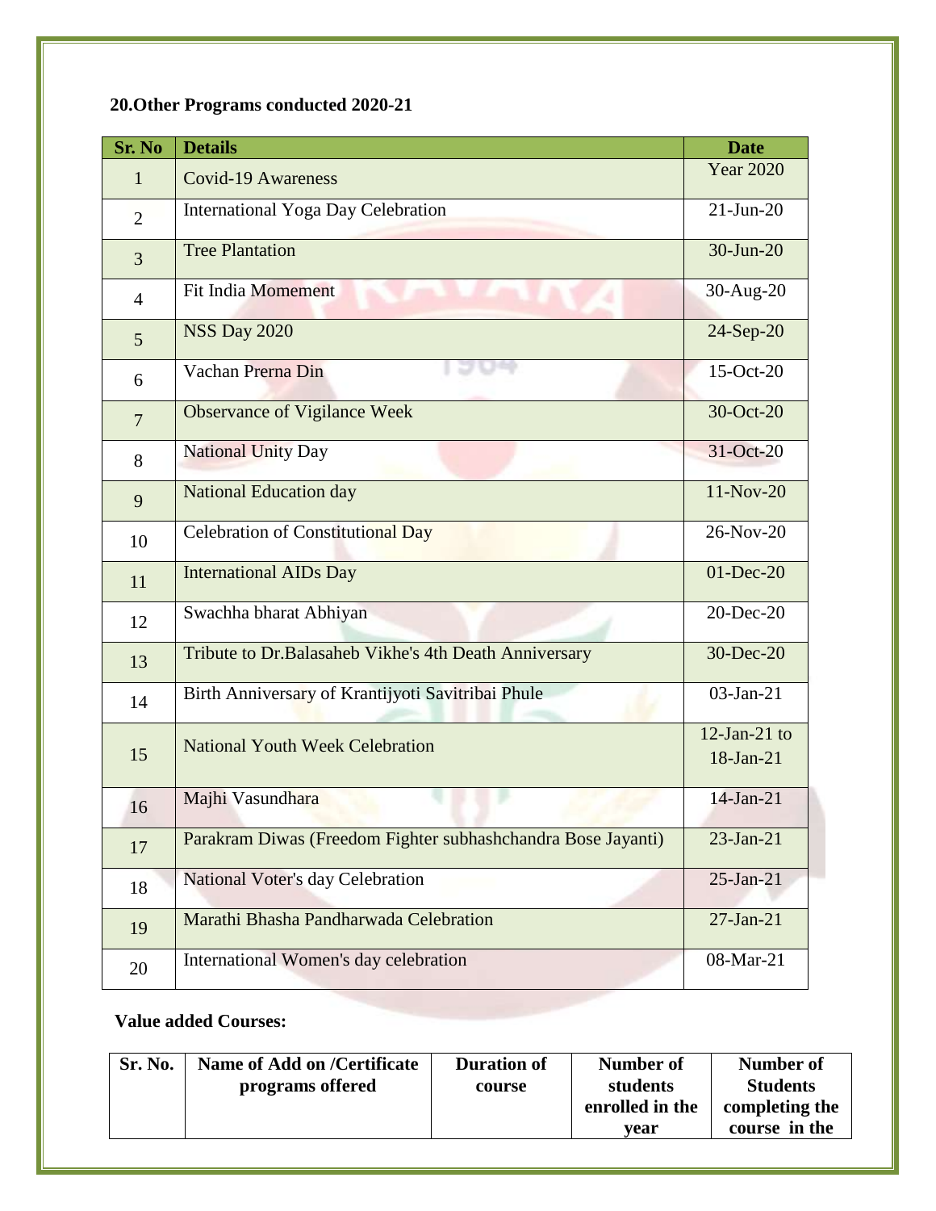## 20.Other Programs conducted 2020-21

| Sr. No | Details | Date |
|---|---|---|
| 1 | Covid-19 Awareness | Year 2020 |
| 2 | International Yoga Day Celebration | 21-Jun-20 |
| 3 | Tree Plantation | 30-Jun-20 |
| 4 | Fit India Momement | 30-Aug-20 |
| 5 | NSS Day 2020 | 24-Sep-20 |
| 6 | Vachan Prerna Din | 15-Oct-20 |
| 7 | Observance of Vigilance Week | 30-Oct-20 |
| 8 | National Unity Day | 31-Oct-20 |
| 9 | National Education day | 11-Nov-20 |
| 10 | Celebration of Constitutional Day | 26-Nov-20 |
| 11 | International AIDs Day | 01-Dec-20 |
| 12 | Swachha bharat Abhiyan | 20-Dec-20 |
| 13 | Tribute to Dr.Balasaheb Vikhe's 4th Death Anniversary | 30-Dec-20 |
| 14 | Birth Anniversary of Krantijyoti Savitribai Phule | 03-Jan-21 |
| 15 | National Youth Week Celebration | 12-Jan-21 to 18-Jan-21 |
| 16 | Majhi Vasundhara | 14-Jan-21 |
| 17 | Parakram Diwas (Freedom Fighter subhashchandra Bose Jayanti) | 23-Jan-21 |
| 18 | National Voter's day Celebration | 25-Jan-21 |
| 19 | Marathi Bhasha Pandharwada Celebration | 27-Jan-21 |
| 20 | International Women's day celebration | 08-Mar-21 |

**Value added Courses:**

| Sr. No. | Name of Add on /Certificate programs offered | Duration of course | Number of students enrolled in the year | Number of Students completing the course in the |
|---|---|---|---|---|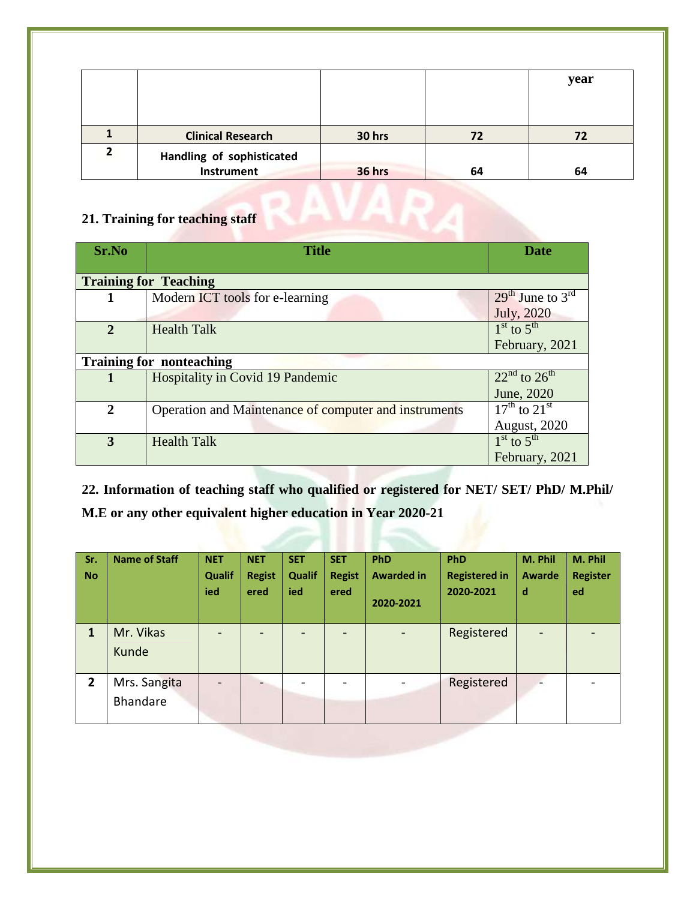| | | | | year |
|---|---|---|---|---|
| 1 | Clinical Research | 30 hrs | 72 | 72 |
| 2 | Handling of sophisticated Instrument | 36 hrs | 64 | 64 |

**21. Training for teaching staff**

| Sr.No | Title | Date |
|---|---|---|
| **Training for Teaching** | | |
| 1 | Modern ICT tools for e-learning | 29th June to 3rd July, 2020 |
| 2 | Health Talk | 1st to 5th February, 2021 |
| **Training for nonteaching** | | |
| 1 | Hospitality in Covid 19 Pandemic | 22nd to 26th June, 2020 |
| 2 | Operation and Maintenance of computer and instruments | 17th to 21st August, 2020 |
| 3 | Health Talk | 1st to 5th February, 2021 |

**22. Information of teaching staff who qualified or registered for NET/ SET/ PhD/ M.Phil/ M.E or any other equivalent higher education in Year 2020-21**

| Sr. No | Name of Staff | NET Qualified | NET Registered | SET Qualified | SET Registered | PhD Awarded in 2020-2021 | PhD Registered in 2020-2021 | M. Phil Awarded | M. Phil Registered |
|---|---|---|---|---|---|---|---|---|---|
| 1 | Mr. Vikas Kunde | - | - | - | - | - | Registered | - | - |
| 2 | Mrs. Sangita Bhandare | - | - | - | - | - | Registered | - | - |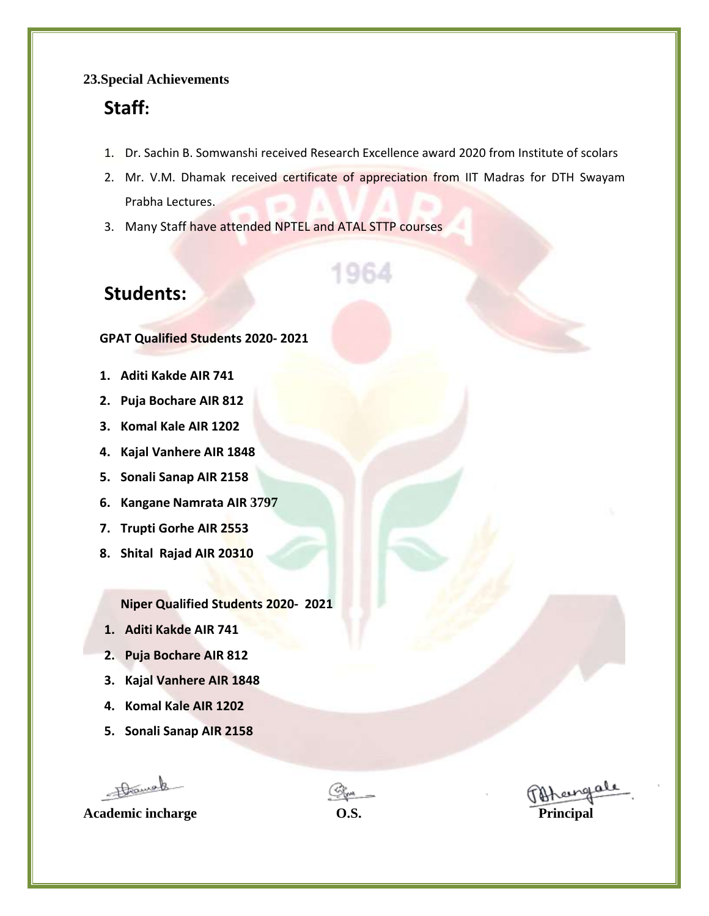**23.Special Achievements**

## Staff:

1. Dr. Sachin B. Somwanshi received Research Excellence award 2020 from Institute of scolars
2. Mr. V.M. Dhamak received certificate of appreciation from IIT Madras for DTH Swayam Prabha Lectures.
3. Many Staff have attended NPTEL and ATAL STTP courses

## Students:

**GPAT Qualified Students 2020- 2021**

1. **Aditi Kakde AIR 741**
2. **Puja Bochare AIR 812**
3. **Komal Kale AIR 1202**
4. **Kajal Vanhere AIR 1848**
5. **Sonali Sanap AIR 2158**
6. **Kangane Namrata AIR 3797**
7. **Trupti Gorhe AIR 2553**
8. **Shital Rajad AIR 20310**

**Niper Qualified Students 2020- 2021**

1. **Aditi Kakde AIR 741**
2. **Puja Bochare AIR 812**
3. **Kajal Vanhere AIR 1848**
4. **Komal Kale AIR 1202**
5. **Sonali Sanap AIR 2158**

**Academic incharge** **O.S.** **Principal**